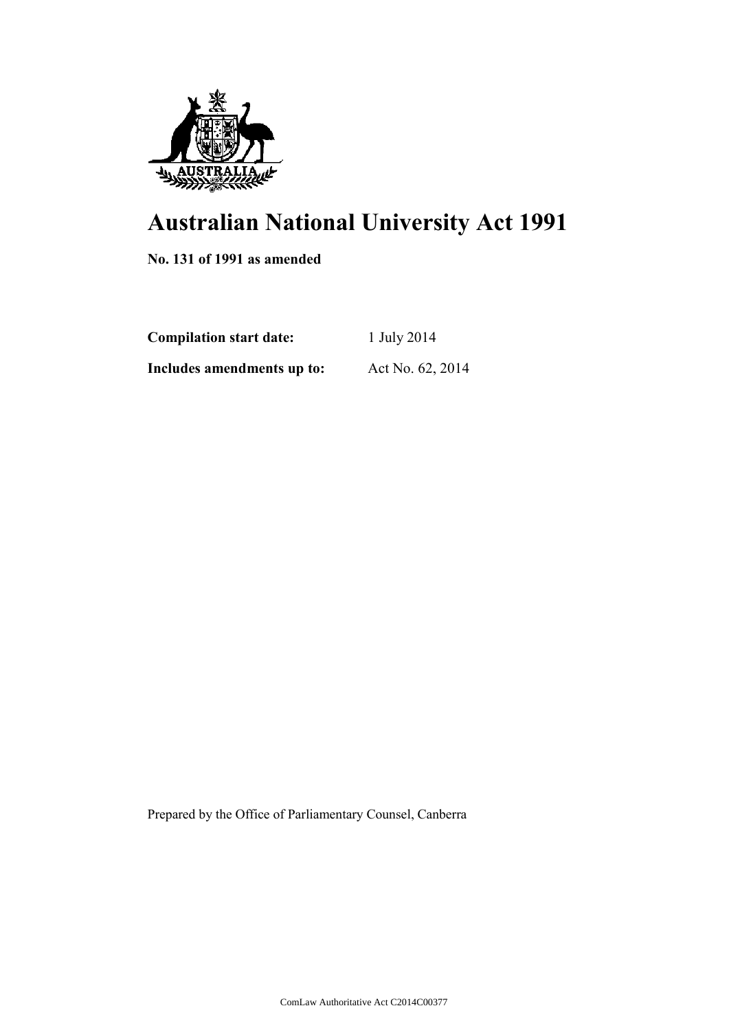# Australian National University Act 1991

**No. 131 of 1991 as amended**

**Compilation start date:** 1 July 2014

**Includes amendments up to:** Act No. 62, 2014

Prepared by the Office of Parliamentary Counsel, Canberra

ComLaw Authoritative Act C2014C00377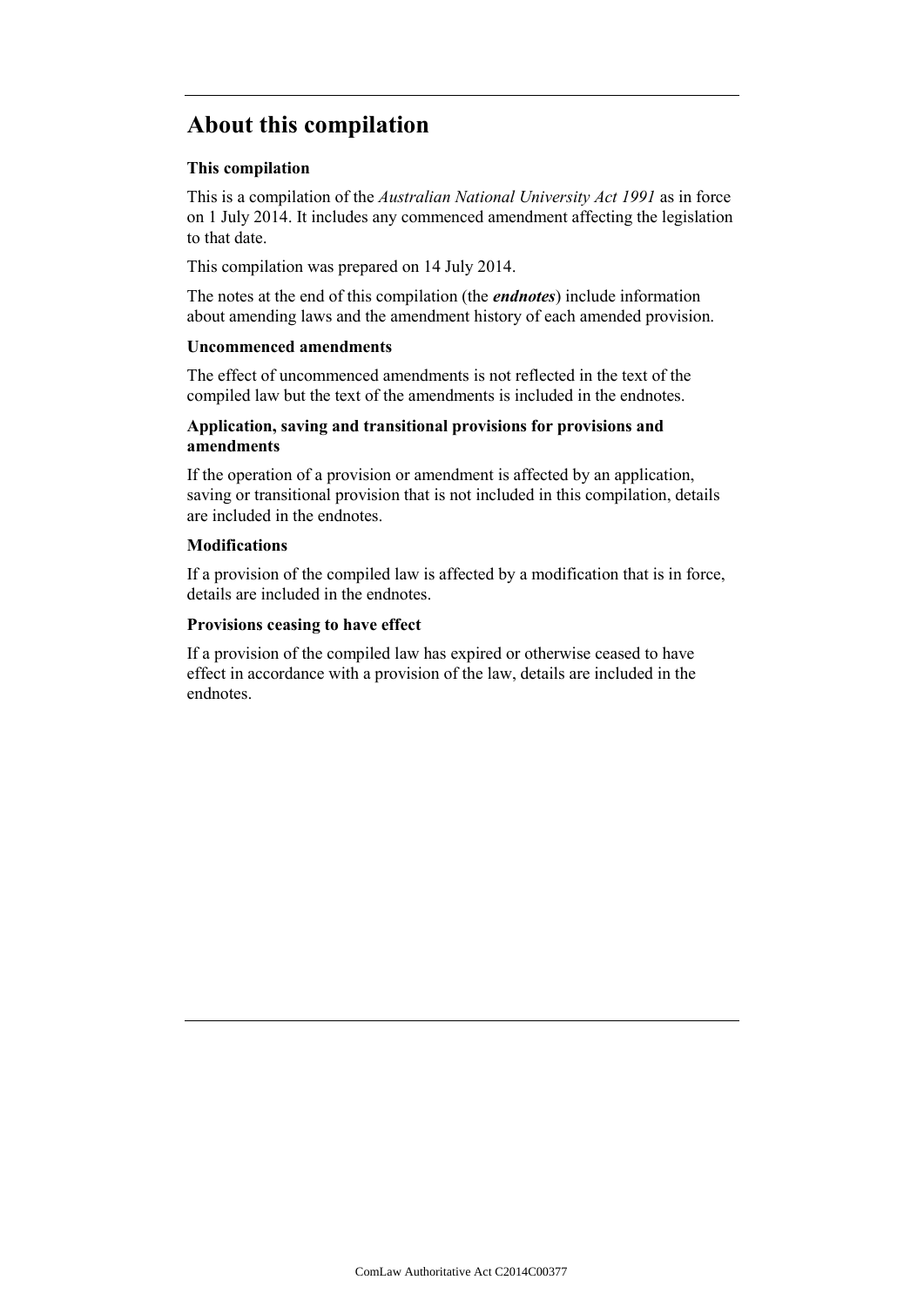## About this compilation

### This compilation

This is a compilation of the *Australian National University Act 1991* as in force on 1 July 2014. It includes any commenced amendment affecting the legislation to that date.

This compilation was prepared on 14 July 2014.

The notes at the end of this compilation (the ***endnotes***) include information about amending laws and the amendment history of each amended provision.

### Uncommenced amendments

The effect of uncommenced amendments is not reflected in the text of the compiled law but the text of the amendments is included in the endnotes.

### Application, saving and transitional provisions for provisions and amendments

If the operation of a provision or amendment is affected by an application, saving or transitional provision that is not included in this compilation, details are included in the endnotes.

### Modifications

If a provision of the compiled law is affected by a modification that is in force, details are included in the endnotes.

### Provisions ceasing to have effect

If a provision of the compiled law has expired or otherwise ceased to have effect in accordance with a provision of the law, details are included in the endnotes.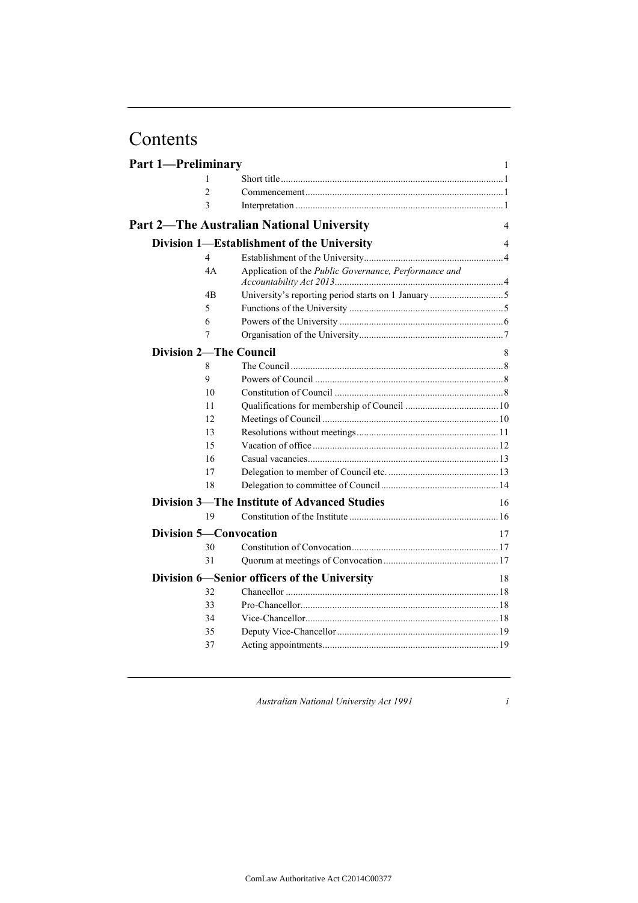# Contents

## Part 1—Preliminary 1

| | | |
|---|---|---|
| 1 | Short title | 1 |
| 2 | Commencement | 1 |
| 3 | Interpretation | 1 |

## Part 2—The Australian National University 4

### Division 1—Establishment of the University 4

| | | |
|---|---|---|
| 4 | Establishment of the University | 4 |
| 4A | Application of the *Public Governance, Performance and Accountability Act 2013* | 4 |
| 4B | University's reporting period starts on 1 January | 5 |
| 5 | Functions of the University | 5 |
| 6 | Powers of the University | 6 |
| 7 | Organisation of the University | 7 |

### Division 2—The Council 8

| | | |
|---|---|---|
| 8 | The Council | 8 |
| 9 | Powers of Council | 8 |
| 10 | Constitution of Council | 8 |
| 11 | Qualifications for membership of Council | 10 |
| 12 | Meetings of Council | 10 |
| 13 | Resolutions without meetings | 11 |
| 15 | Vacation of office | 12 |
| 16 | Casual vacancies | 13 |
| 17 | Delegation to member of Council etc. | 13 |
| 18 | Delegation to committee of Council | 14 |

### Division 3—The Institute of Advanced Studies 16

| | | |
|---|---|---|
| 19 | Constitution of the Institute | 16 |

### Division 5—Convocation 17

| | | |
|---|---|---|
| 30 | Constitution of Convocation | 17 |
| 31 | Quorum at meetings of Convocation | 17 |

### Division 6—Senior officers of the University 18

| | | |
|---|---|---|
| 32 | Chancellor | 18 |
| 33 | Pro-Chancellor | 18 |
| 34 | Vice-Chancellor | 18 |
| 35 | Deputy Vice-Chancellor | 19 |
| 37 | Acting appointments | 19 |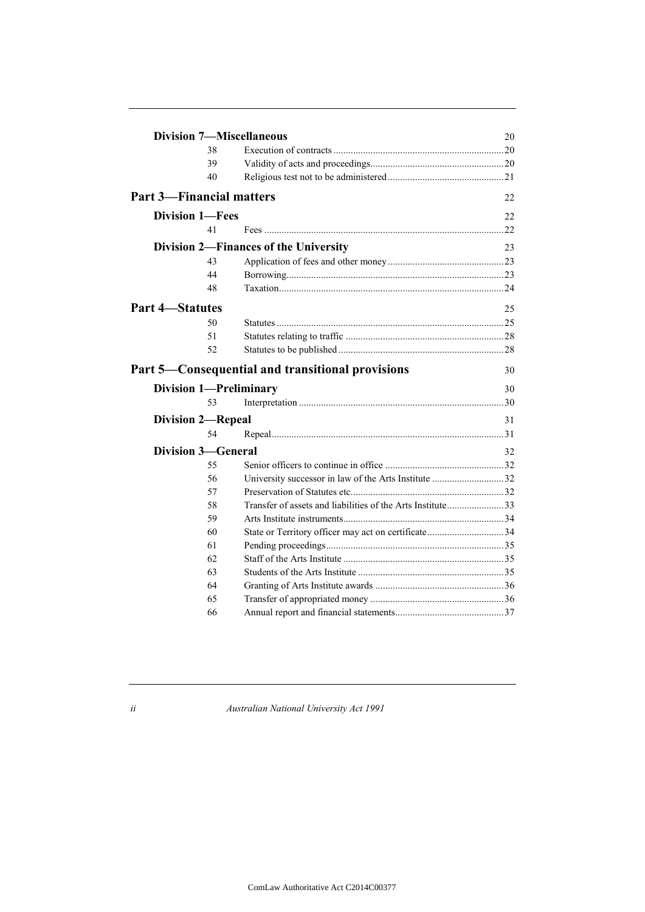**Division 7—Miscellaneous** 20

| | | |
|---|---|---|
| 38 | Execution of contracts | 20 |
| 39 | Validity of acts and proceedings | 20 |
| 40 | Religious test not to be administered | 21 |

**Part 3—Financial matters** 22

**Division 1—Fees** 22

| | | |
|---|---|---|
| 41 | Fees | 22 |

**Division 2—Finances of the University** 23

| | | |
|---|---|---|
| 43 | Application of fees and other money | 23 |
| 44 | Borrowing | 23 |
| 48 | Taxation | 24 |

**Part 4—Statutes** 25

| | | |
|---|---|---|
| 50 | Statutes | 25 |
| 51 | Statutes relating to traffic | 28 |
| 52 | Statutes to be published | 28 |

**Part 5—Consequential and transitional provisions** 30

**Division 1—Preliminary** 30

| | | |
|---|---|---|
| 53 | Interpretation | 30 |

**Division 2—Repeal** 31

| | | |
|---|---|---|
| 54 | Repeal | 31 |

**Division 3—General** 32

| | | |
|---|---|---|
| 55 | Senior officers to continue in office | 32 |
| 56 | University successor in law of the Arts Institute | 32 |
| 57 | Preservation of Statutes etc. | 32 |
| 58 | Transfer of assets and liabilities of the Arts Institute | 33 |
| 59 | Arts Institute instruments | 34 |
| 60 | State or Territory officer may act on certificate | 34 |
| 61 | Pending proceedings | 35 |
| 62 | Staff of the Arts Institute | 35 |
| 63 | Students of the Arts Institute | 35 |
| 64 | Granting of Arts Institute awards | 36 |
| 65 | Transfer of appropriated money | 36 |
| 66 | Annual report and financial statements | 37 |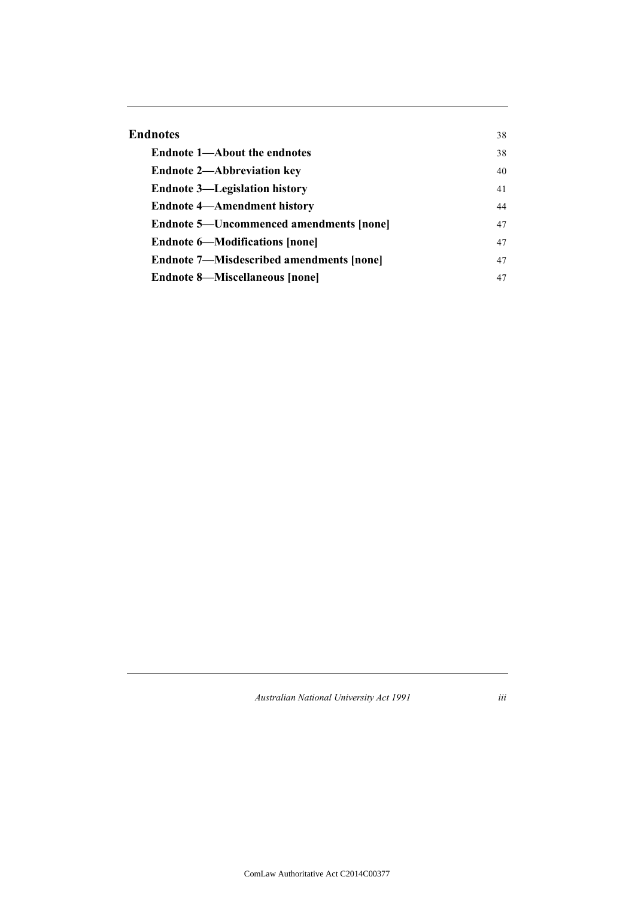**Endnotes** 38

**Endnote 1—About the endnotes** 38

**Endnote 2—Abbreviation key** 40

**Endnote 3—Legislation history** 41

**Endnote 4—Amendment history** 44

**Endnote 5—Uncommenced amendments [none]** 47

**Endnote 6—Modifications [none]** 47

**Endnote 7—Misdescribed amendments [none]** 47

**Endnote 8—Miscellaneous [none]** 47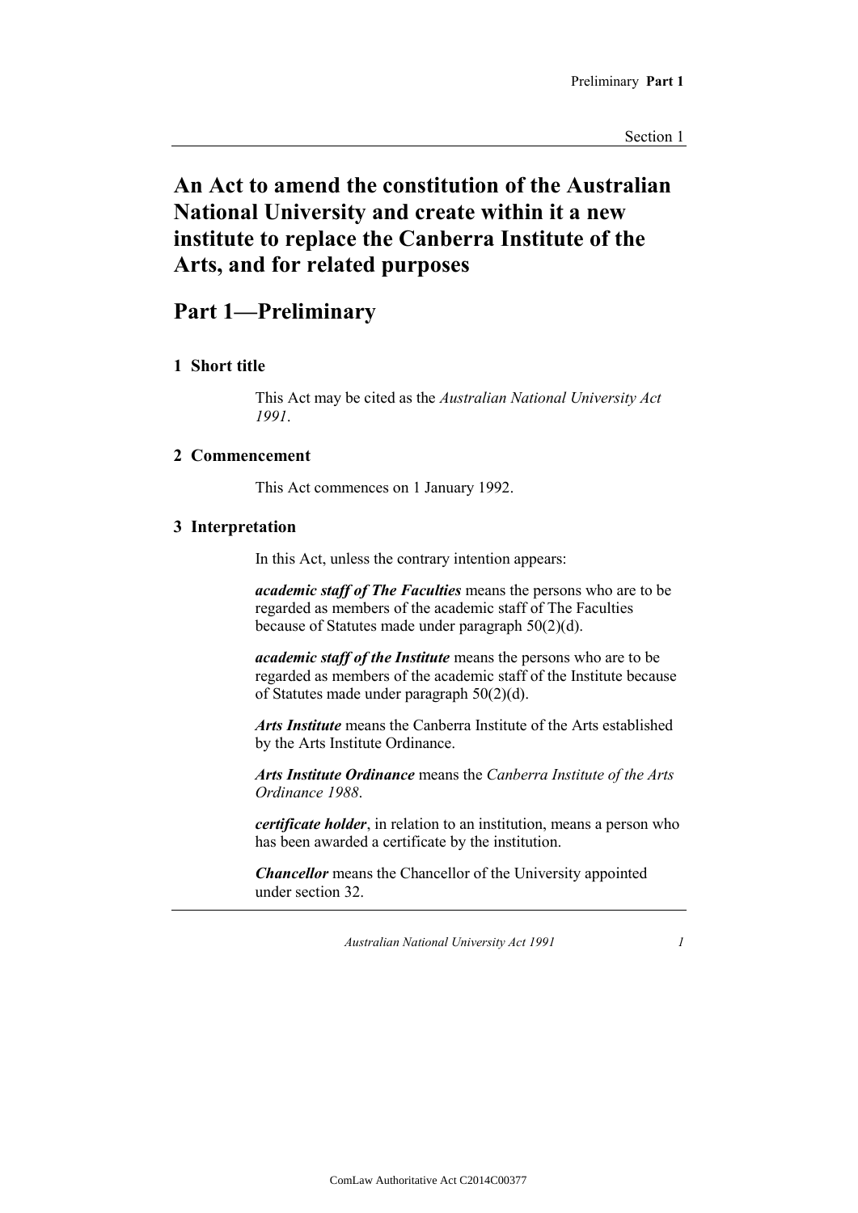# An Act to amend the constitution of the Australian National University and create within it a new institute to replace the Canberra Institute of the Arts, and for related purposes

## Part 1—Preliminary

### 1 Short title

This Act may be cited as the *Australian National University Act 1991*.

### 2 Commencement

This Act commences on 1 January 1992.

### 3 Interpretation

In this Act, unless the contrary intention appears:

***academic staff of The Faculties*** means the persons who are to be regarded as members of the academic staff of The Faculties because of Statutes made under paragraph 50(2)(d).

***academic staff of the Institute*** means the persons who are to be regarded as members of the academic staff of the Institute because of Statutes made under paragraph 50(2)(d).

***Arts Institute*** means the Canberra Institute of the Arts established by the Arts Institute Ordinance.

***Arts Institute Ordinance*** means the *Canberra Institute of the Arts Ordinance 1988*.

***certificate holder***, in relation to an institution, means a person who has been awarded a certificate by the institution.

***Chancellor*** means the Chancellor of the University appointed under section 32.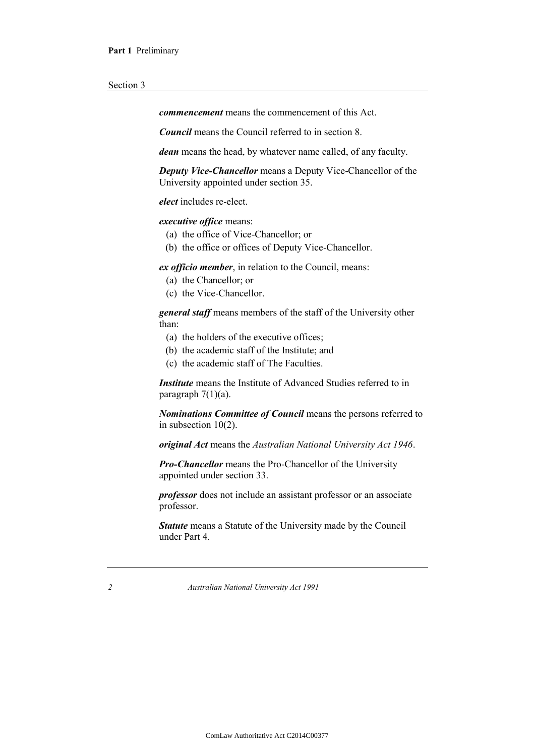***commencement*** means the commencement of this Act.

***Council*** means the Council referred to in section 8.

***dean*** means the head, by whatever name called, of any faculty.

***Deputy Vice-Chancellor*** means a Deputy Vice-Chancellor of the University appointed under section 35.

***elect*** includes re-elect.

***executive office*** means:

- (a) the office of Vice-Chancellor; or
- (b) the office or offices of Deputy Vice-Chancellor.

***ex officio member***, in relation to the Council, means:

- (a) the Chancellor; or
- (c) the Vice-Chancellor.

***general staff*** means members of the staff of the University other than:

- (a) the holders of the executive offices;
- (b) the academic staff of the Institute; and
- (c) the academic staff of The Faculties.

***Institute*** means the Institute of Advanced Studies referred to in paragraph 7(1)(a).

***Nominations Committee of Council*** means the persons referred to in subsection 10(2).

***original Act*** means the *Australian National University Act 1946*.

***Pro-Chancellor*** means the Pro-Chancellor of the University appointed under section 33.

***professor*** does not include an assistant professor or an associate professor.

***Statute*** means a Statute of the University made by the Council under Part 4.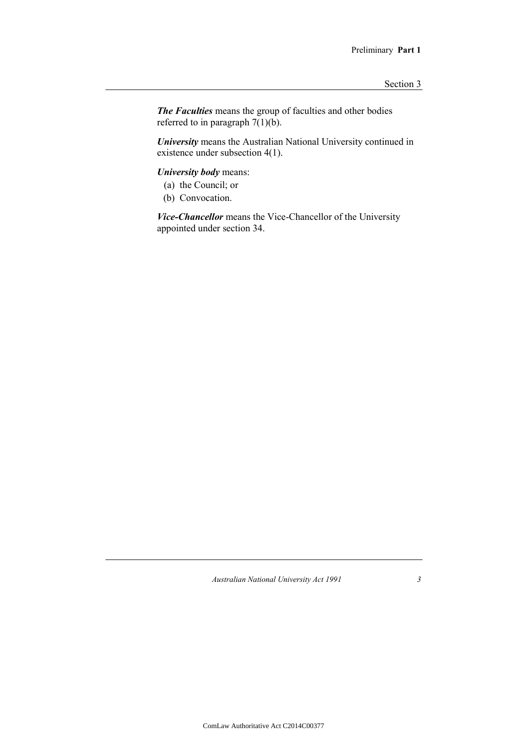***The Faculties*** means the group of faculties and other bodies referred to in paragraph 7(1)(b).

***University*** means the Australian National University continued in existence under subsection 4(1).

***University body*** means:

(a) the Council; or

(b) Convocation.

***Vice-Chancellor*** means the Vice-Chancellor of the University appointed under section 34.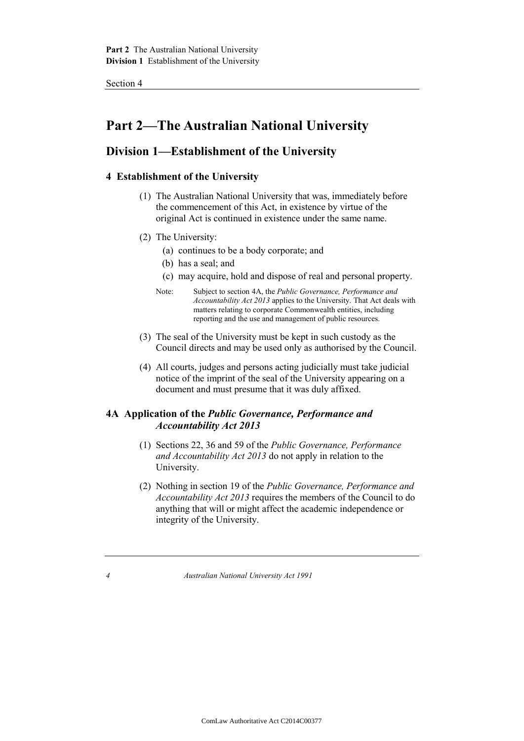# Part 2—The Australian National University

## Division 1—Establishment of the University

### 4 Establishment of the University

(1) The Australian National University that was, immediately before the commencement of this Act, in existence by virtue of the original Act is continued in existence under the same name.

(2) The University:

(a) continues to be a body corporate; and

(b) has a seal; and

(c) may acquire, hold and dispose of real and personal property.

Note: Subject to section 4A, the *Public Governance, Performance and Accountability Act 2013* applies to the University. That Act deals with matters relating to corporate Commonwealth entities, including reporting and the use and management of public resources.

(3) The seal of the University must be kept in such custody as the Council directs and may be used only as authorised by the Council.

(4) All courts, judges and persons acting judicially must take judicial notice of the imprint of the seal of the University appearing on a document and must presume that it was duly affixed.

### 4A Application of the *Public Governance, Performance and Accountability Act 2013*

(1) Sections 22, 36 and 59 of the *Public Governance, Performance and Accountability Act 2013* do not apply in relation to the University.

(2) Nothing in section 19 of the *Public Governance, Performance and Accountability Act 2013* requires the members of the Council to do anything that will or might affect the academic independence or integrity of the University.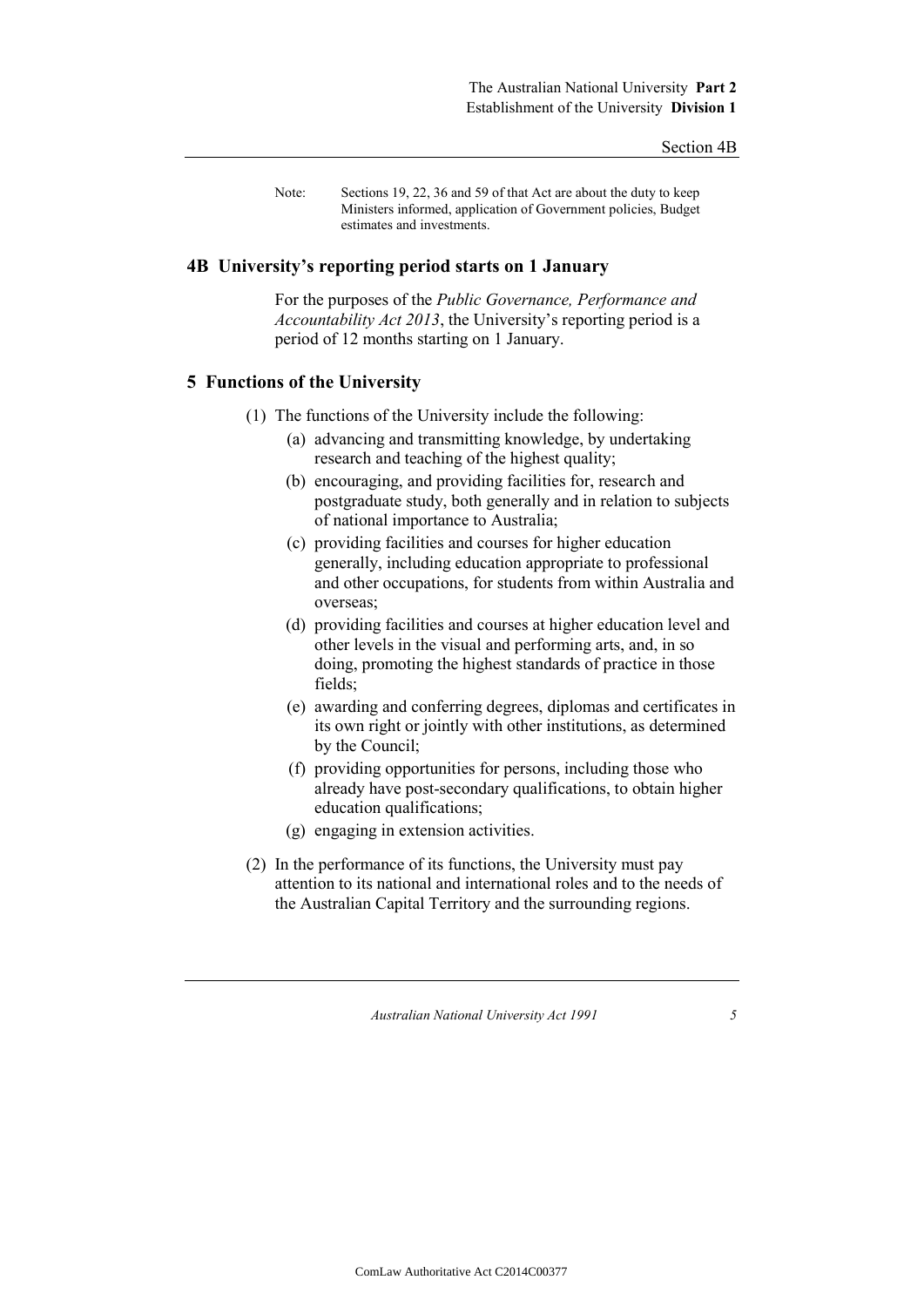Note: Sections 19, 22, 36 and 59 of that Act are about the duty to keep Ministers informed, application of Government policies, Budget estimates and investments.

## 4B University's reporting period starts on 1 January

For the purposes of the *Public Governance, Performance and Accountability Act 2013*, the University's reporting period is a period of 12 months starting on 1 January.

## 5 Functions of the University

(1) The functions of the University include the following:

- (a) advancing and transmitting knowledge, by undertaking research and teaching of the highest quality;
- (b) encouraging, and providing facilities for, research and postgraduate study, both generally and in relation to subjects of national importance to Australia;
- (c) providing facilities and courses for higher education generally, including education appropriate to professional and other occupations, for students from within Australia and overseas;
- (d) providing facilities and courses at higher education level and other levels in the visual and performing arts, and, in so doing, promoting the highest standards of practice in those fields;
- (e) awarding and conferring degrees, diplomas and certificates in its own right or jointly with other institutions, as determined by the Council;
- (f) providing opportunities for persons, including those who already have post-secondary qualifications, to obtain higher education qualifications;
- (g) engaging in extension activities.

(2) In the performance of its functions, the University must pay attention to its national and international roles and to the needs of the Australian Capital Territory and the surrounding regions.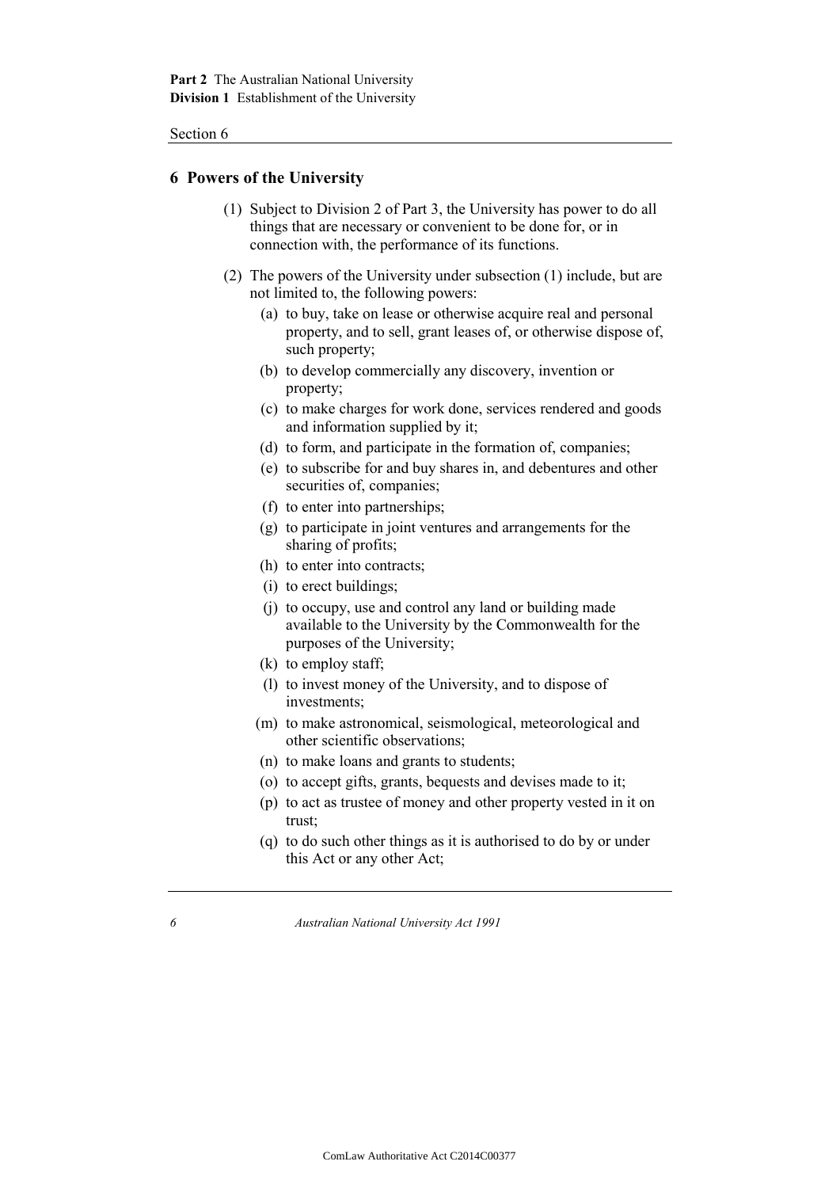## 6 Powers of the University

(1) Subject to Division 2 of Part 3, the University has power to do all things that are necessary or convenient to be done for, or in connection with, the performance of its functions.

(2) The powers of the University under subsection (1) include, but are not limited to, the following powers:

(a) to buy, take on lease or otherwise acquire real and personal property, and to sell, grant leases of, or otherwise dispose of, such property;

(b) to develop commercially any discovery, invention or property;

(c) to make charges for work done, services rendered and goods and information supplied by it;

(d) to form, and participate in the formation of, companies;

(e) to subscribe for and buy shares in, and debentures and other securities of, companies;

(f) to enter into partnerships;

(g) to participate in joint ventures and arrangements for the sharing of profits;

(h) to enter into contracts;

(i) to erect buildings;

(j) to occupy, use and control any land or building made available to the University by the Commonwealth for the purposes of the University;

(k) to employ staff;

(l) to invest money of the University, and to dispose of investments;

(m) to make astronomical, seismological, meteorological and other scientific observations;

(n) to make loans and grants to students;

(o) to accept gifts, grants, bequests and devises made to it;

(p) to act as trustee of money and other property vested in it on trust;

(q) to do such other things as it is authorised to do by or under this Act or any other Act;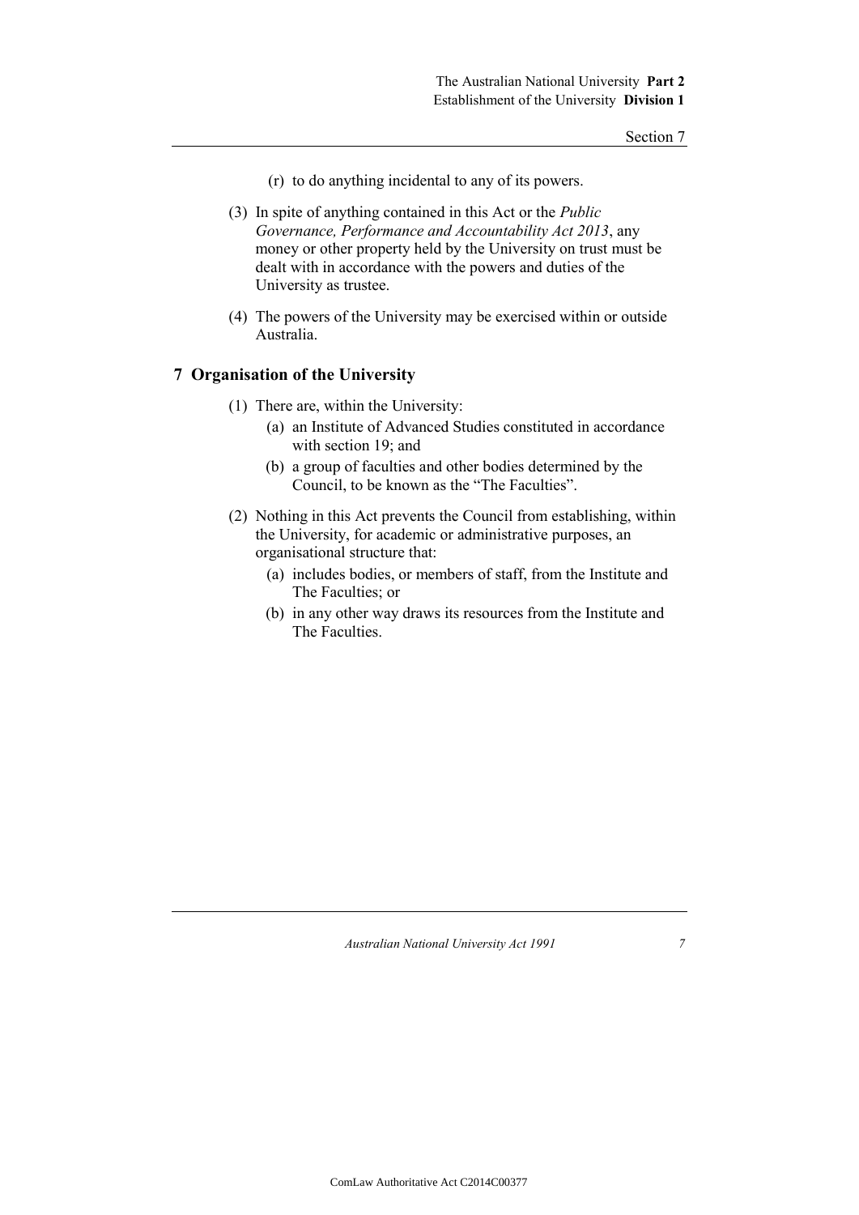(r) to do anything incidental to any of its powers.

(3) In spite of anything contained in this Act or the *Public Governance, Performance and Accountability Act 2013*, any money or other property held by the University on trust must be dealt with in accordance with the powers and duties of the University as trustee.

(4) The powers of the University may be exercised within or outside Australia.

## 7 Organisation of the University

(1) There are, within the University:

(a) an Institute of Advanced Studies constituted in accordance with section 19; and

(b) a group of faculties and other bodies determined by the Council, to be known as the "The Faculties".

(2) Nothing in this Act prevents the Council from establishing, within the University, for academic or administrative purposes, an organisational structure that:

(a) includes bodies, or members of staff, from the Institute and The Faculties; or

(b) in any other way draws its resources from the Institute and The Faculties.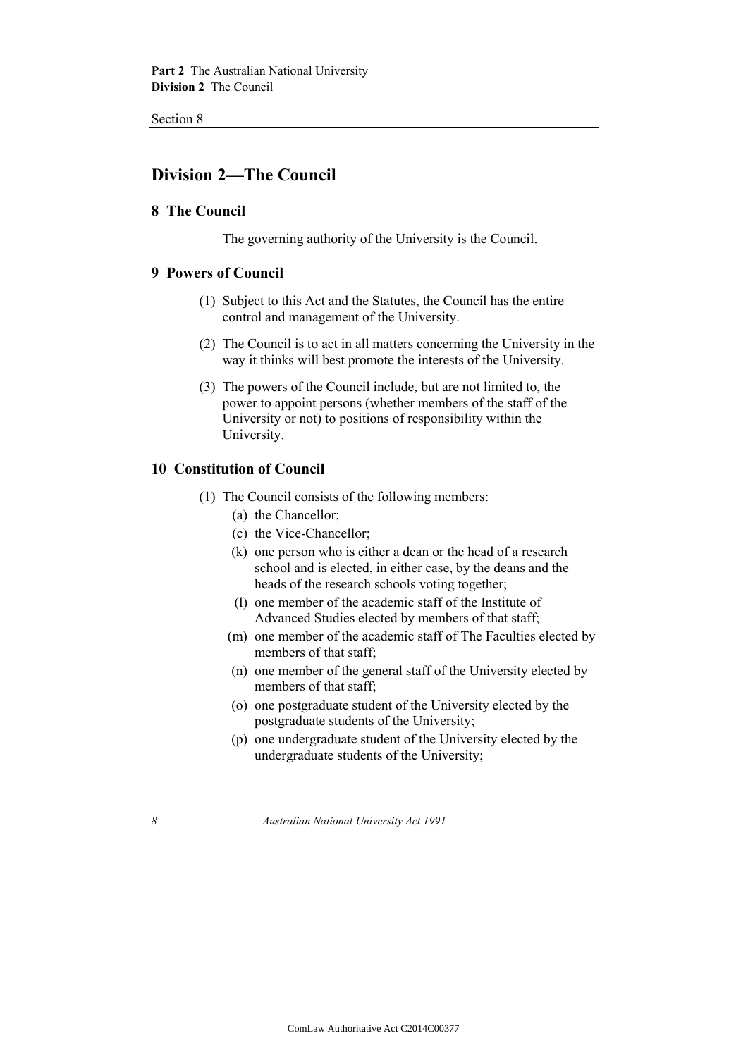## Division 2—The Council

### 8 The Council

The governing authority of the University is the Council.

### 9 Powers of Council

(1) Subject to this Act and the Statutes, the Council has the entire control and management of the University.

(2) The Council is to act in all matters concerning the University in the way it thinks will best promote the interests of the University.

(3) The powers of the Council include, but are not limited to, the power to appoint persons (whether members of the staff of the University or not) to positions of responsibility within the University.

### 10 Constitution of Council

(1) The Council consists of the following members:

- (a) the Chancellor;
- (c) the Vice-Chancellor;
- (k) one person who is either a dean or the head of a research school and is elected, in either case, by the deans and the heads of the research schools voting together;
- (l) one member of the academic staff of the Institute of Advanced Studies elected by members of that staff;
- (m) one member of the academic staff of The Faculties elected by members of that staff;
- (n) one member of the general staff of the University elected by members of that staff;
- (o) one postgraduate student of the University elected by the postgraduate students of the University;
- (p) one undergraduate student of the University elected by the undergraduate students of the University;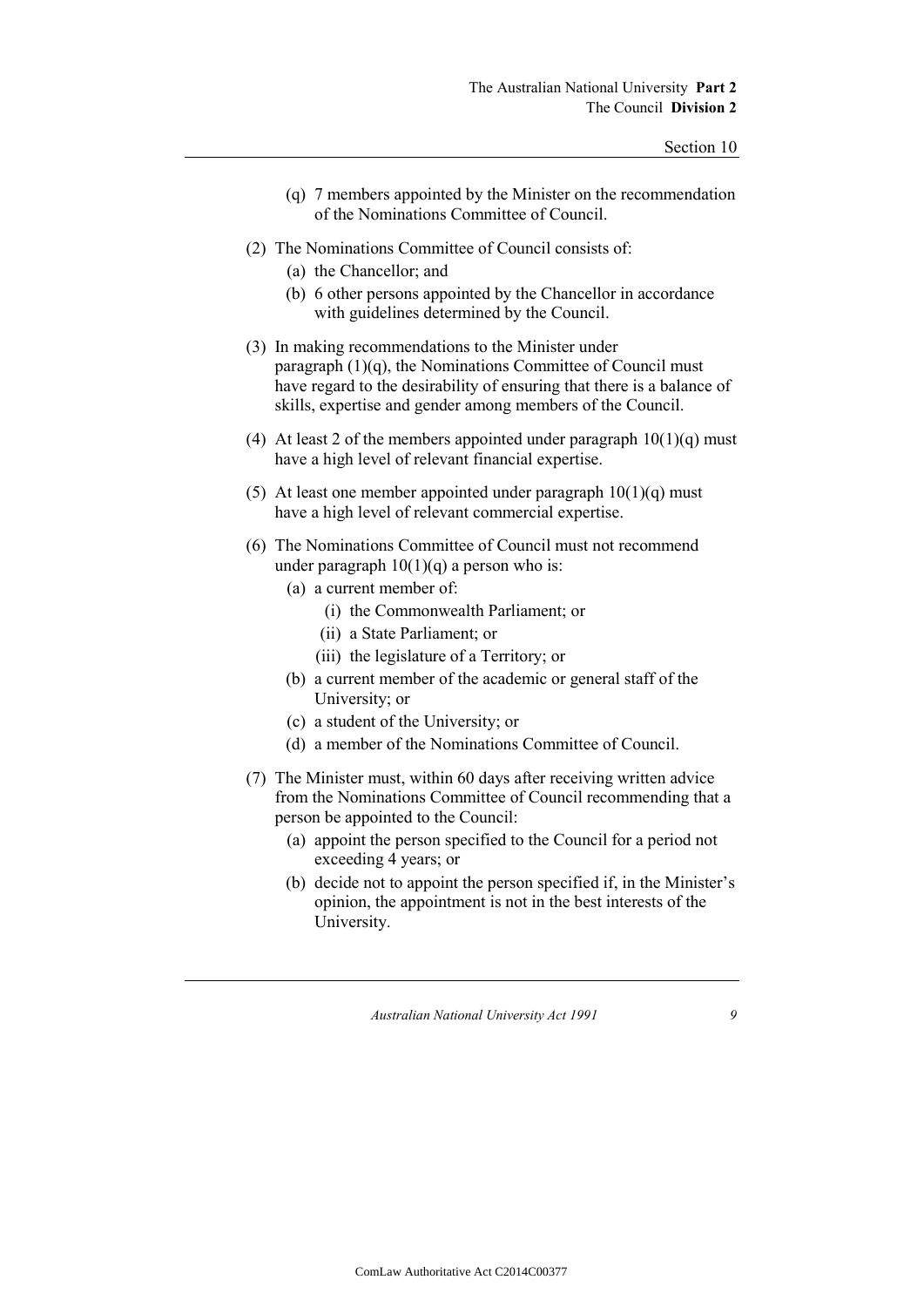(q) 7 members appointed by the Minister on the recommendation of the Nominations Committee of Council.

(2) The Nominations Committee of Council consists of:

(a) the Chancellor; and

(b) 6 other persons appointed by the Chancellor in accordance with guidelines determined by the Council.

(3) In making recommendations to the Minister under paragraph (1)(q), the Nominations Committee of Council must have regard to the desirability of ensuring that there is a balance of skills, expertise and gender among members of the Council.

(4) At least 2 of the members appointed under paragraph 10(1)(q) must have a high level of relevant financial expertise.

(5) At least one member appointed under paragraph 10(1)(q) must have a high level of relevant commercial expertise.

(6) The Nominations Committee of Council must not recommend under paragraph 10(1)(q) a person who is:

(a) a current member of:

(i) the Commonwealth Parliament; or

(ii) a State Parliament; or

(iii) the legislature of a Territory; or

(b) a current member of the academic or general staff of the University; or

(c) a student of the University; or

(d) a member of the Nominations Committee of Council.

(7) The Minister must, within 60 days after receiving written advice from the Nominations Committee of Council recommending that a person be appointed to the Council:

(a) appoint the person specified to the Council for a period not exceeding 4 years; or

(b) decide not to appoint the person specified if, in the Minister's opinion, the appointment is not in the best interests of the University.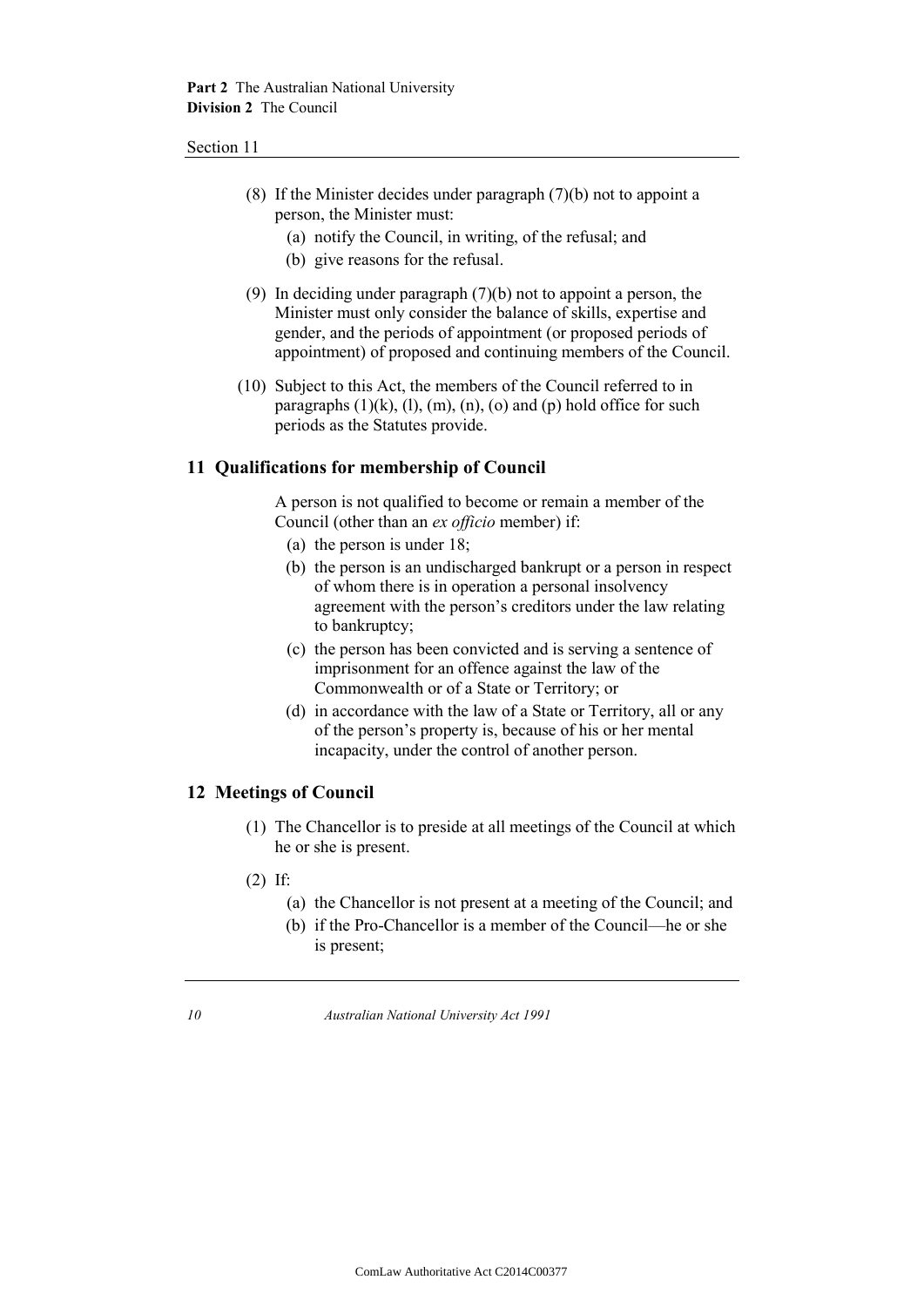(8) If the Minister decides under paragraph (7)(b) not to appoint a person, the Minister must:

(a) notify the Council, in writing, of the refusal; and

(b) give reasons for the refusal.

(9) In deciding under paragraph (7)(b) not to appoint a person, the Minister must only consider the balance of skills, expertise and gender, and the periods of appointment (or proposed periods of appointment) of proposed and continuing members of the Council.

(10) Subject to this Act, the members of the Council referred to in paragraphs (1)(k), (l), (m), (n), (o) and (p) hold office for such periods as the Statutes provide.

## 11 Qualifications for membership of Council

A person is not qualified to become or remain a member of the Council (other than an *ex officio* member) if:

(a) the person is under 18;

(b) the person is an undischarged bankrupt or a person in respect of whom there is in operation a personal insolvency agreement with the person's creditors under the law relating to bankruptcy;

(c) the person has been convicted and is serving a sentence of imprisonment for an offence against the law of the Commonwealth or of a State or Territory; or

(d) in accordance with the law of a State or Territory, all or any of the person's property is, because of his or her mental incapacity, under the control of another person.

## 12 Meetings of Council

(1) The Chancellor is to preside at all meetings of the Council at which he or she is present.

(2) If:

(a) the Chancellor is not present at a meeting of the Council; and

(b) if the Pro-Chancellor is a member of the Council—he or she is present;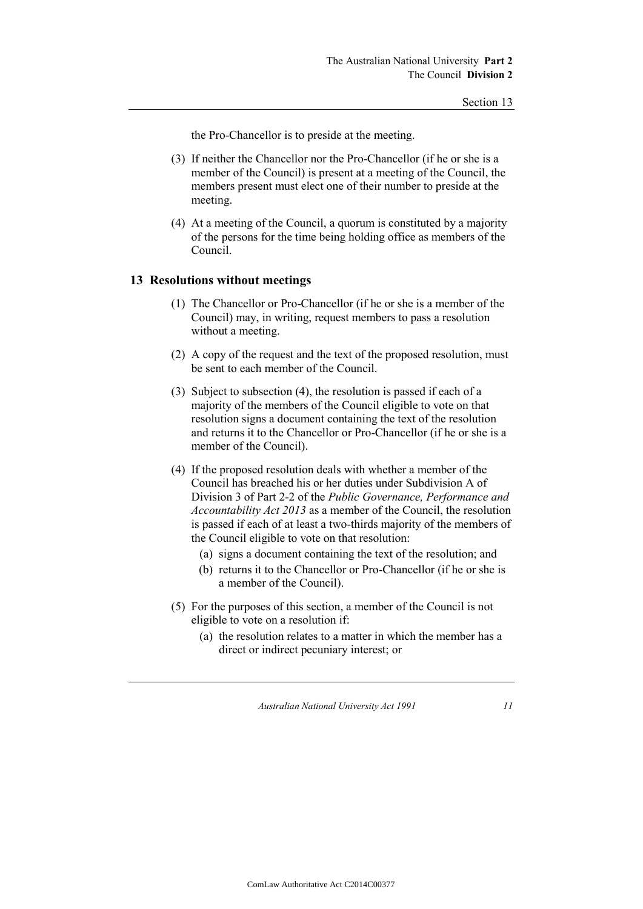the Pro-Chancellor is to preside at the meeting.

(3) If neither the Chancellor nor the Pro-Chancellor (if he or she is a member of the Council) is present at a meeting of the Council, the members present must elect one of their number to preside at the meeting.

(4) At a meeting of the Council, a quorum is constituted by a majority of the persons for the time being holding office as members of the Council.

## 13 Resolutions without meetings

(1) The Chancellor or Pro-Chancellor (if he or she is a member of the Council) may, in writing, request members to pass a resolution without a meeting.

(2) A copy of the request and the text of the proposed resolution, must be sent to each member of the Council.

(3) Subject to subsection (4), the resolution is passed if each of a majority of the members of the Council eligible to vote on that resolution signs a document containing the text of the resolution and returns it to the Chancellor or Pro-Chancellor (if he or she is a member of the Council).

(4) If the proposed resolution deals with whether a member of the Council has breached his or her duties under Subdivision A of Division 3 of Part 2-2 of the *Public Governance, Performance and Accountability Act 2013* as a member of the Council, the resolution is passed if each of at least a two-thirds majority of the members of the Council eligible to vote on that resolution:

- (a) signs a document containing the text of the resolution; and
- (b) returns it to the Chancellor or Pro-Chancellor (if he or she is a member of the Council).

(5) For the purposes of this section, a member of the Council is not eligible to vote on a resolution if:

- (a) the resolution relates to a matter in which the member has a direct or indirect pecuniary interest; or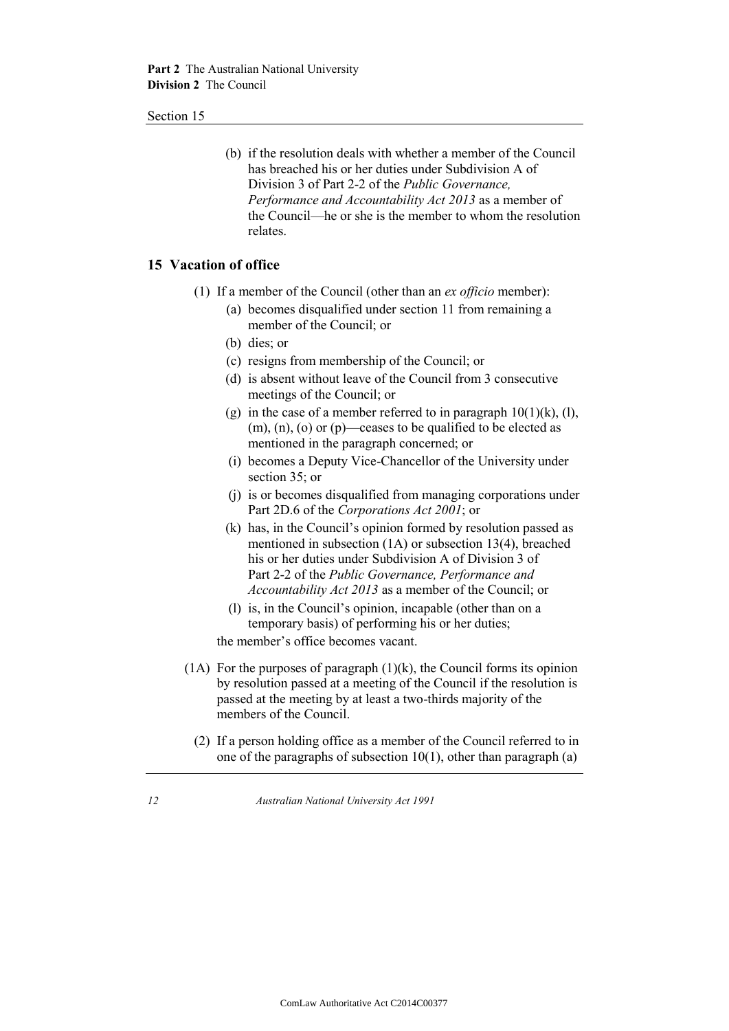(b) if the resolution deals with whether a member of the Council has breached his or her duties under Subdivision A of Division 3 of Part 2-2 of the *Public Governance, Performance and Accountability Act 2013* as a member of the Council—he or she is the member to whom the resolution relates.

## 15 Vacation of office

(1) If a member of the Council (other than an *ex officio* member):

(a) becomes disqualified under section 11 from remaining a member of the Council; or

(b) dies; or

(c) resigns from membership of the Council; or

(d) is absent without leave of the Council from 3 consecutive meetings of the Council; or

(g) in the case of a member referred to in paragraph 10(1)(k), (l), (m), (n), (o) or (p)—ceases to be qualified to be elected as mentioned in the paragraph concerned; or

(i) becomes a Deputy Vice-Chancellor of the University under section 35; or

(j) is or becomes disqualified from managing corporations under Part 2D.6 of the *Corporations Act 2001*; or

(k) has, in the Council's opinion formed by resolution passed as mentioned in subsection (1A) or subsection 13(4), breached his or her duties under Subdivision A of Division 3 of Part 2-2 of the *Public Governance, Performance and Accountability Act 2013* as a member of the Council; or

(l) is, in the Council's opinion, incapable (other than on a temporary basis) of performing his or her duties;

the member's office becomes vacant.

(1A) For the purposes of paragraph (1)(k), the Council forms its opinion by resolution passed at a meeting of the Council if the resolution is passed at the meeting by at least a two-thirds majority of the members of the Council.

(2) If a person holding office as a member of the Council referred to in one of the paragraphs of subsection 10(1), other than paragraph (a)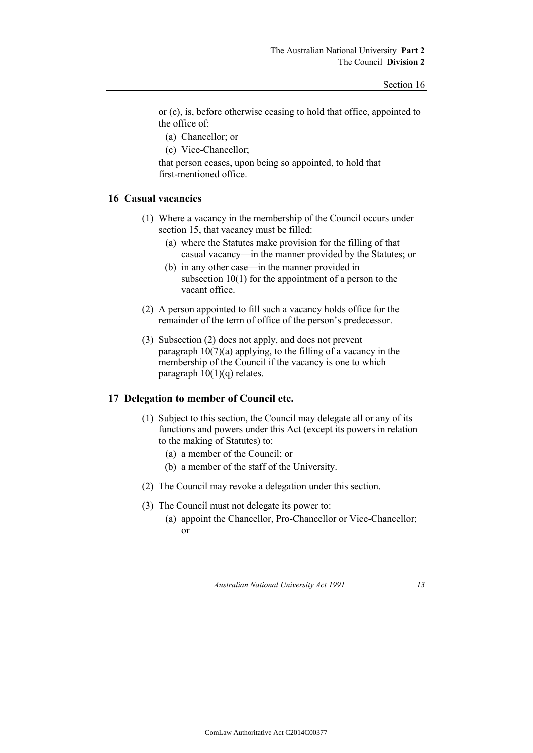or (c), is, before otherwise ceasing to hold that office, appointed to the office of:

(a) Chancellor; or

(c) Vice-Chancellor;

that person ceases, upon being so appointed, to hold that first-mentioned office.

## 16 Casual vacancies

(1) Where a vacancy in the membership of the Council occurs under section 15, that vacancy must be filled:

(a) where the Statutes make provision for the filling of that casual vacancy—in the manner provided by the Statutes; or

(b) in any other case—in the manner provided in subsection 10(1) for the appointment of a person to the vacant office.

(2) A person appointed to fill such a vacancy holds office for the remainder of the term of office of the person's predecessor.

(3) Subsection (2) does not apply, and does not prevent paragraph 10(7)(a) applying, to the filling of a vacancy in the membership of the Council if the vacancy is one to which paragraph 10(1)(q) relates.

## 17 Delegation to member of Council etc.

(1) Subject to this section, the Council may delegate all or any of its functions and powers under this Act (except its powers in relation to the making of Statutes) to:

(a) a member of the Council; or

(b) a member of the staff of the University.

(2) The Council may revoke a delegation under this section.

(3) The Council must not delegate its power to:

(a) appoint the Chancellor, Pro-Chancellor or Vice-Chancellor; or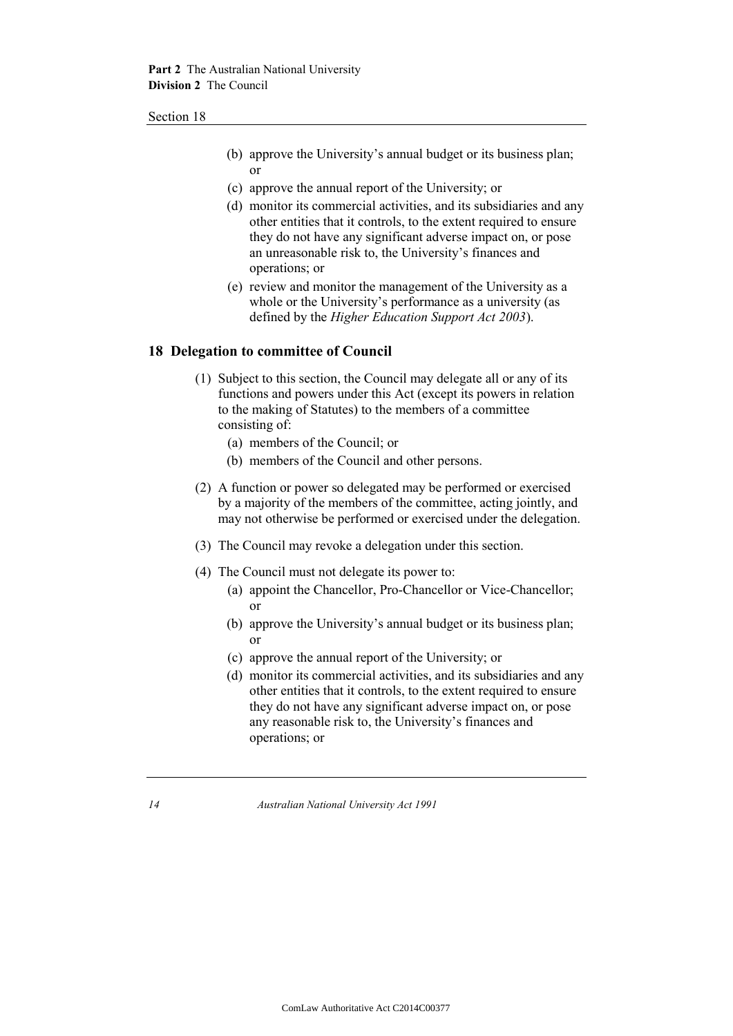(b) approve the University's annual budget or its business plan; or

(c) approve the annual report of the University; or

(d) monitor its commercial activities, and its subsidiaries and any other entities that it controls, to the extent required to ensure they do not have any significant adverse impact on, or pose an unreasonable risk to, the University's finances and operations; or

(e) review and monitor the management of the University as a whole or the University's performance as a university (as defined by the *Higher Education Support Act 2003*).

## 18 Delegation to committee of Council

(1) Subject to this section, the Council may delegate all or any of its functions and powers under this Act (except its powers in relation to the making of Statutes) to the members of a committee consisting of:

(a) members of the Council; or

(b) members of the Council and other persons.

(2) A function or power so delegated may be performed or exercised by a majority of the members of the committee, acting jointly, and may not otherwise be performed or exercised under the delegation.

(3) The Council may revoke a delegation under this section.

(4) The Council must not delegate its power to:

(a) appoint the Chancellor, Pro-Chancellor or Vice-Chancellor; or

(b) approve the University's annual budget or its business plan; or

(c) approve the annual report of the University; or

(d) monitor its commercial activities, and its subsidiaries and any other entities that it controls, to the extent required to ensure they do not have any significant adverse impact on, or pose any reasonable risk to, the University's finances and operations; or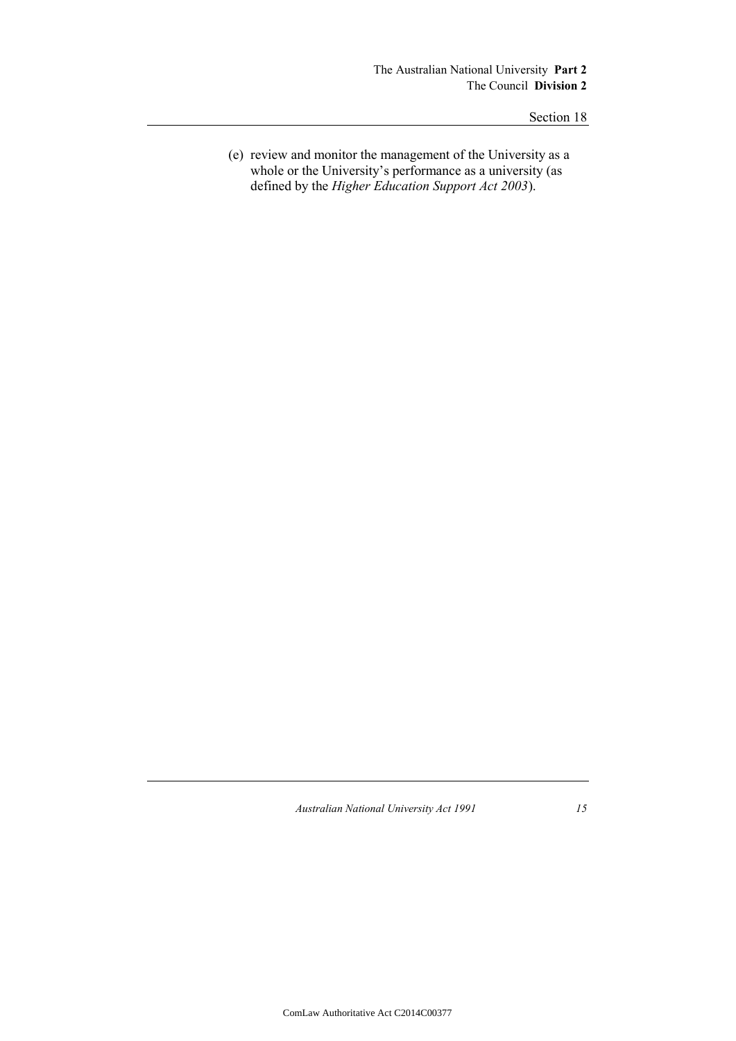(e) review and monitor the management of the University as a whole or the University's performance as a university (as defined by the *Higher Education Support Act 2003*).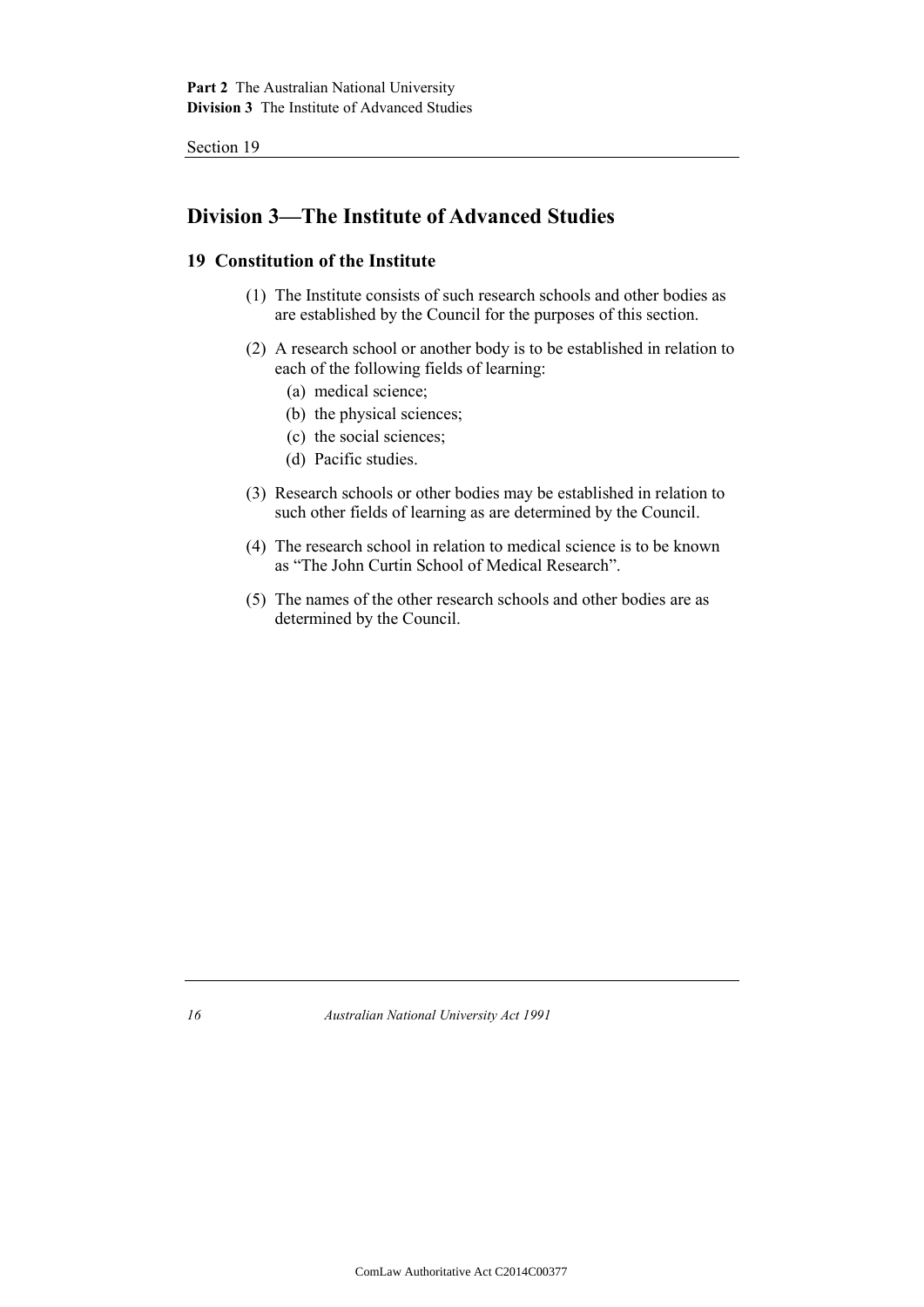## Division 3—The Institute of Advanced Studies

### 19 Constitution of the Institute

(1) The Institute consists of such research schools and other bodies as are established by the Council for the purposes of this section.

(2) A research school or another body is to be established in relation to each of the following fields of learning:

  (a) medical science;

  (b) the physical sciences;

  (c) the social sciences;

  (d) Pacific studies.

(3) Research schools or other bodies may be established in relation to such other fields of learning as are determined by the Council.

(4) The research school in relation to medical science is to be known as "The John Curtin School of Medical Research".

(5) The names of the other research schools and other bodies are as determined by the Council.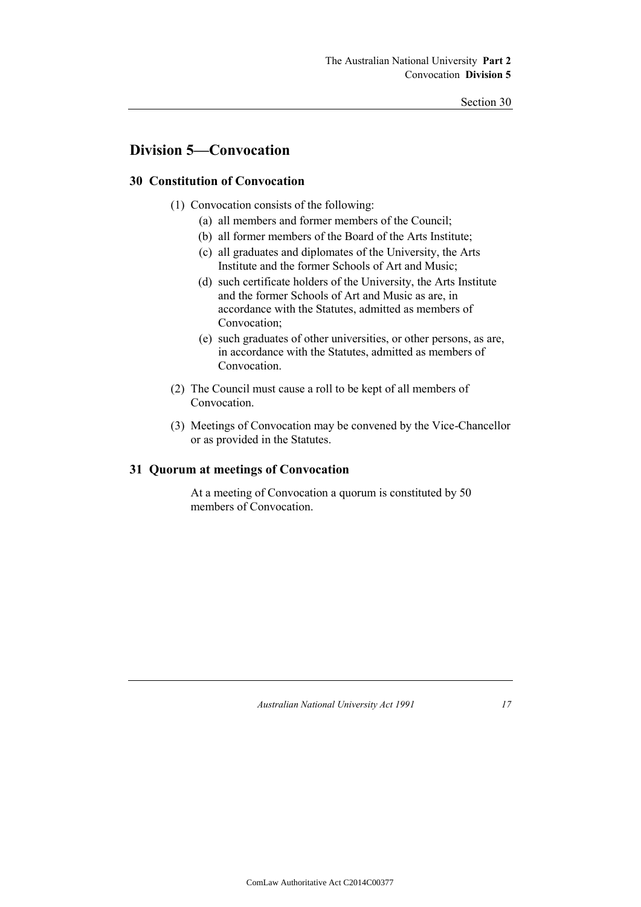## Division 5—Convocation

### 30 Constitution of Convocation

(1) Convocation consists of the following:

(a) all members and former members of the Council;

(b) all former members of the Board of the Arts Institute;

(c) all graduates and diplomates of the University, the Arts Institute and the former Schools of Art and Music;

(d) such certificate holders of the University, the Arts Institute and the former Schools of Art and Music as are, in accordance with the Statutes, admitted as members of Convocation;

(e) such graduates of other universities, or other persons, as are, in accordance with the Statutes, admitted as members of Convocation.

(2) The Council must cause a roll to be kept of all members of Convocation.

(3) Meetings of Convocation may be convened by the Vice-Chancellor or as provided in the Statutes.

### 31 Quorum at meetings of Convocation

At a meeting of Convocation a quorum is constituted by 50 members of Convocation.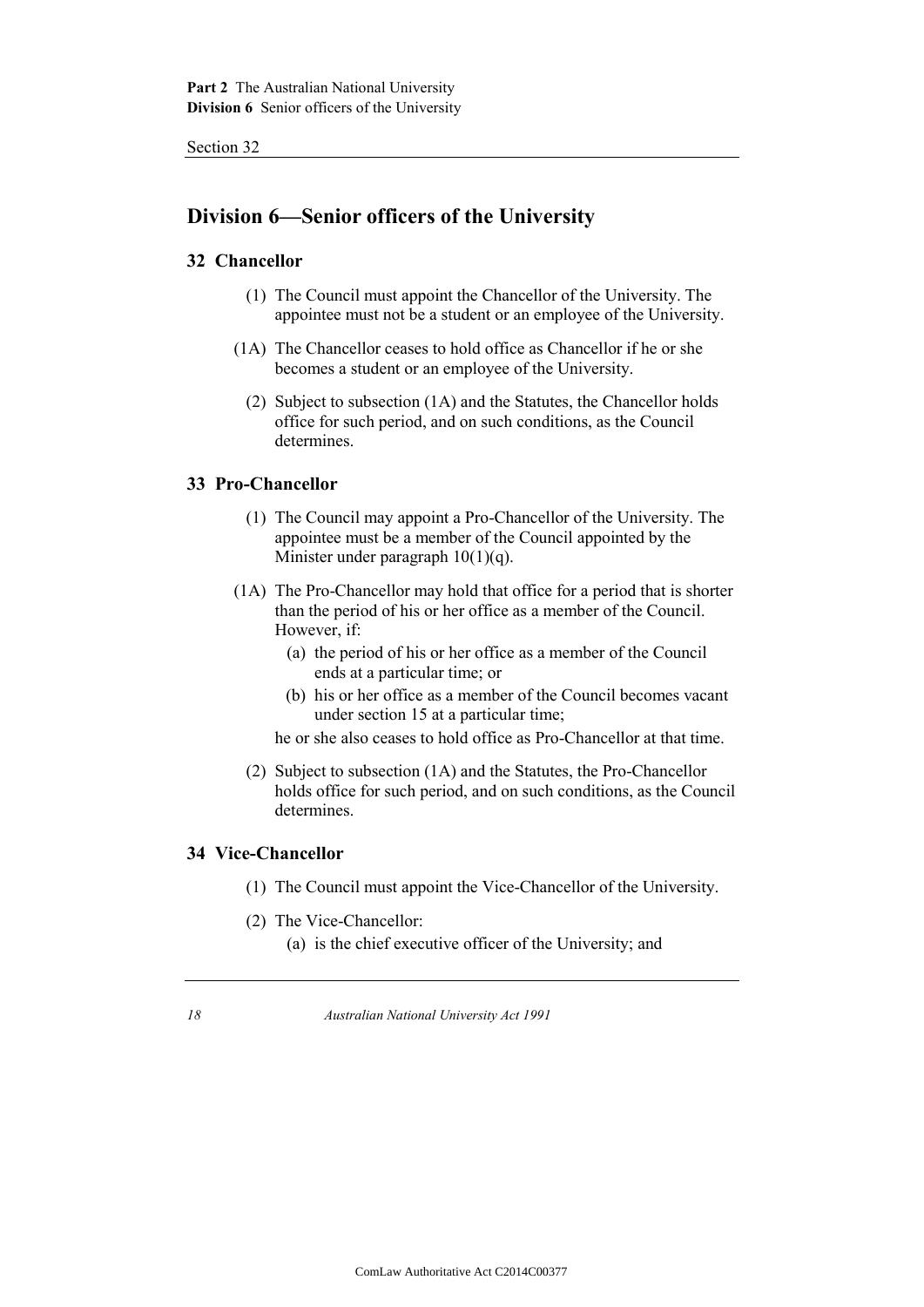## Division 6—Senior officers of the University

### 32 Chancellor

(1) The Council must appoint the Chancellor of the University. The appointee must not be a student or an employee of the University.

(1A) The Chancellor ceases to hold office as Chancellor if he or she becomes a student or an employee of the University.

(2) Subject to subsection (1A) and the Statutes, the Chancellor holds office for such period, and on such conditions, as the Council determines.

### 33 Pro-Chancellor

(1) The Council may appoint a Pro-Chancellor of the University. The appointee must be a member of the Council appointed by the Minister under paragraph 10(1)(q).

(1A) The Pro-Chancellor may hold that office for a period that is shorter than the period of his or her office as a member of the Council. However, if:

- (a) the period of his or her office as a member of the Council ends at a particular time; or
- (b) his or her office as a member of the Council becomes vacant under section 15 at a particular time;

he or she also ceases to hold office as Pro-Chancellor at that time.

(2) Subject to subsection (1A) and the Statutes, the Pro-Chancellor holds office for such period, and on such conditions, as the Council determines.

### 34 Vice-Chancellor

(1) The Council must appoint the Vice-Chancellor of the University.

(2) The Vice-Chancellor:

- (a) is the chief executive officer of the University; and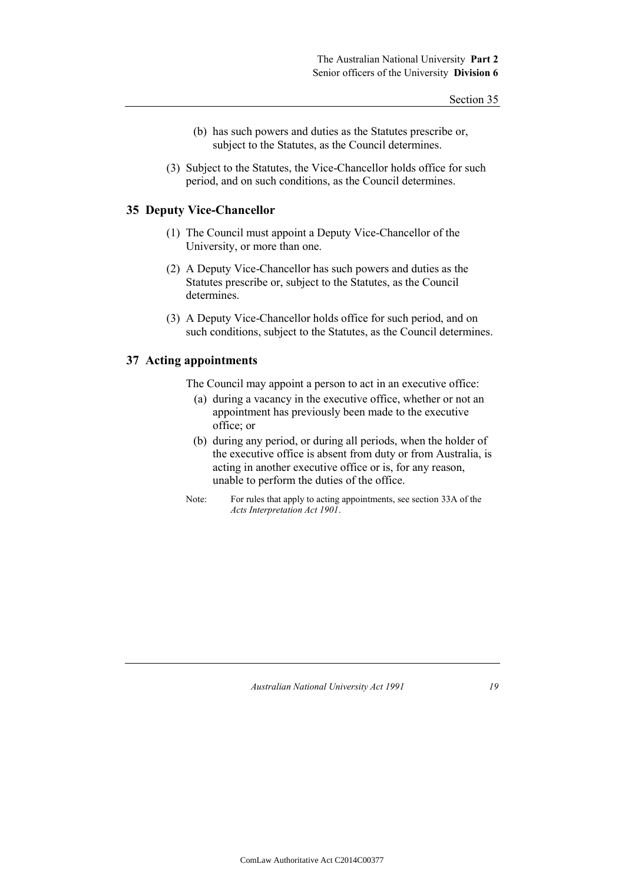(b) has such powers and duties as the Statutes prescribe or, subject to the Statutes, as the Council determines.

(3) Subject to the Statutes, the Vice-Chancellor holds office for such period, and on such conditions, as the Council determines.

## 35 Deputy Vice-Chancellor

(1) The Council must appoint a Deputy Vice-Chancellor of the University, or more than one.

(2) A Deputy Vice-Chancellor has such powers and duties as the Statutes prescribe or, subject to the Statutes, as the Council determines.

(3) A Deputy Vice-Chancellor holds office for such period, and on such conditions, subject to the Statutes, as the Council determines.

## 37 Acting appointments

The Council may appoint a person to act in an executive office:

(a) during a vacancy in the executive office, whether or not an appointment has previously been made to the executive office; or

(b) during any period, or during all periods, when the holder of the executive office is absent from duty or from Australia, is acting in another executive office or is, for any reason, unable to perform the duties of the office.

Note: For rules that apply to acting appointments, see section 33A of the *Acts Interpretation Act 1901*.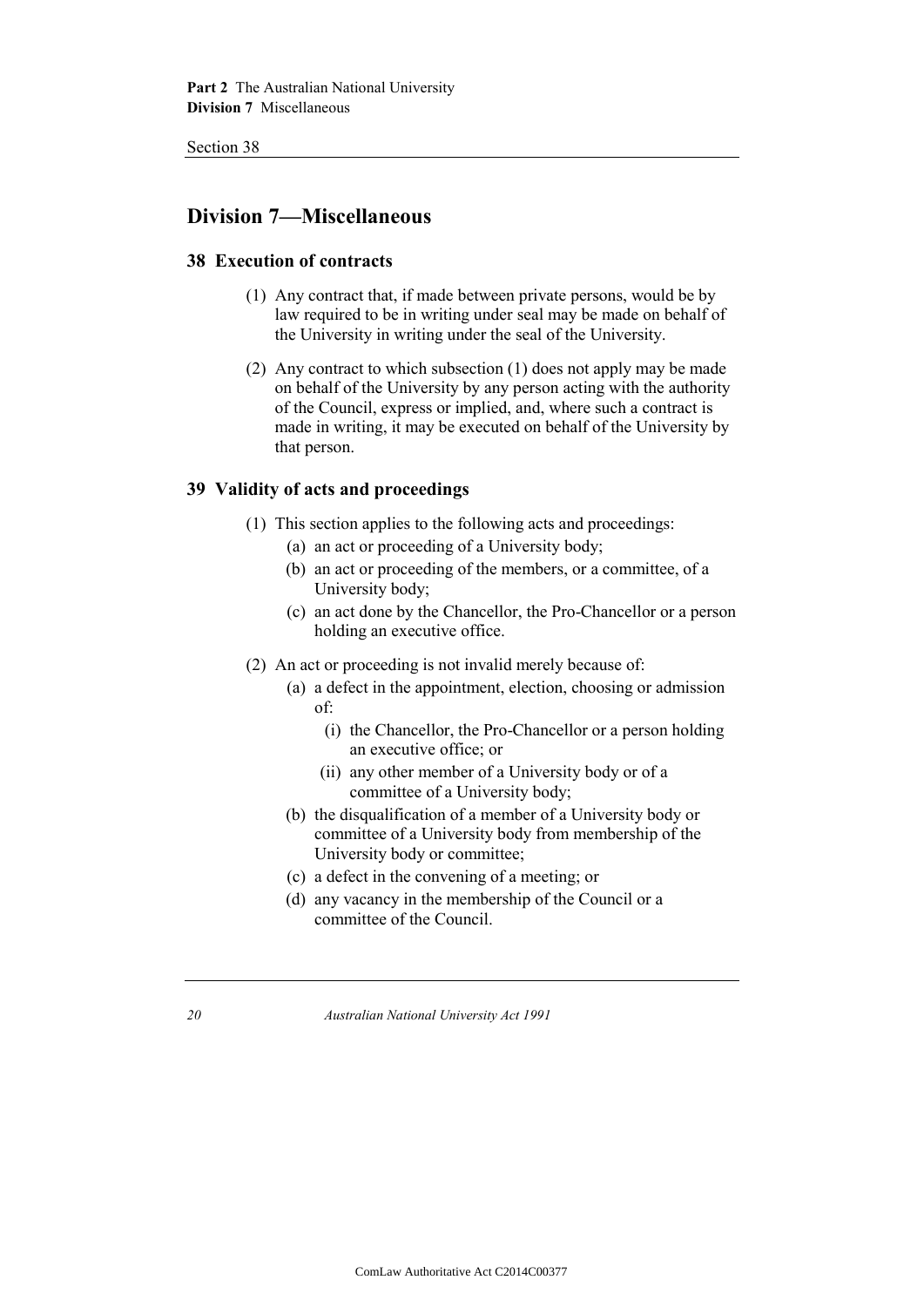## Division 7—Miscellaneous

### 38 Execution of contracts

(1) Any contract that, if made between private persons, would be by law required to be in writing under seal may be made on behalf of the University in writing under the seal of the University.

(2) Any contract to which subsection (1) does not apply may be made on behalf of the University by any person acting with the authority of the Council, express or implied, and, where such a contract is made in writing, it may be executed on behalf of the University by that person.

### 39 Validity of acts and proceedings

(1) This section applies to the following acts and proceedings:

- (a) an act or proceeding of a University body;
- (b) an act or proceeding of the members, or a committee, of a University body;
- (c) an act done by the Chancellor, the Pro-Chancellor or a person holding an executive office.

(2) An act or proceeding is not invalid merely because of:

- (a) a defect in the appointment, election, choosing or admission of:
  - (i) the Chancellor, the Pro-Chancellor or a person holding an executive office; or
  - (ii) any other member of a University body or of a committee of a University body;
- (b) the disqualification of a member of a University body or committee of a University body from membership of the University body or committee;
- (c) a defect in the convening of a meeting; or
- (d) any vacancy in the membership of the Council or a committee of the Council.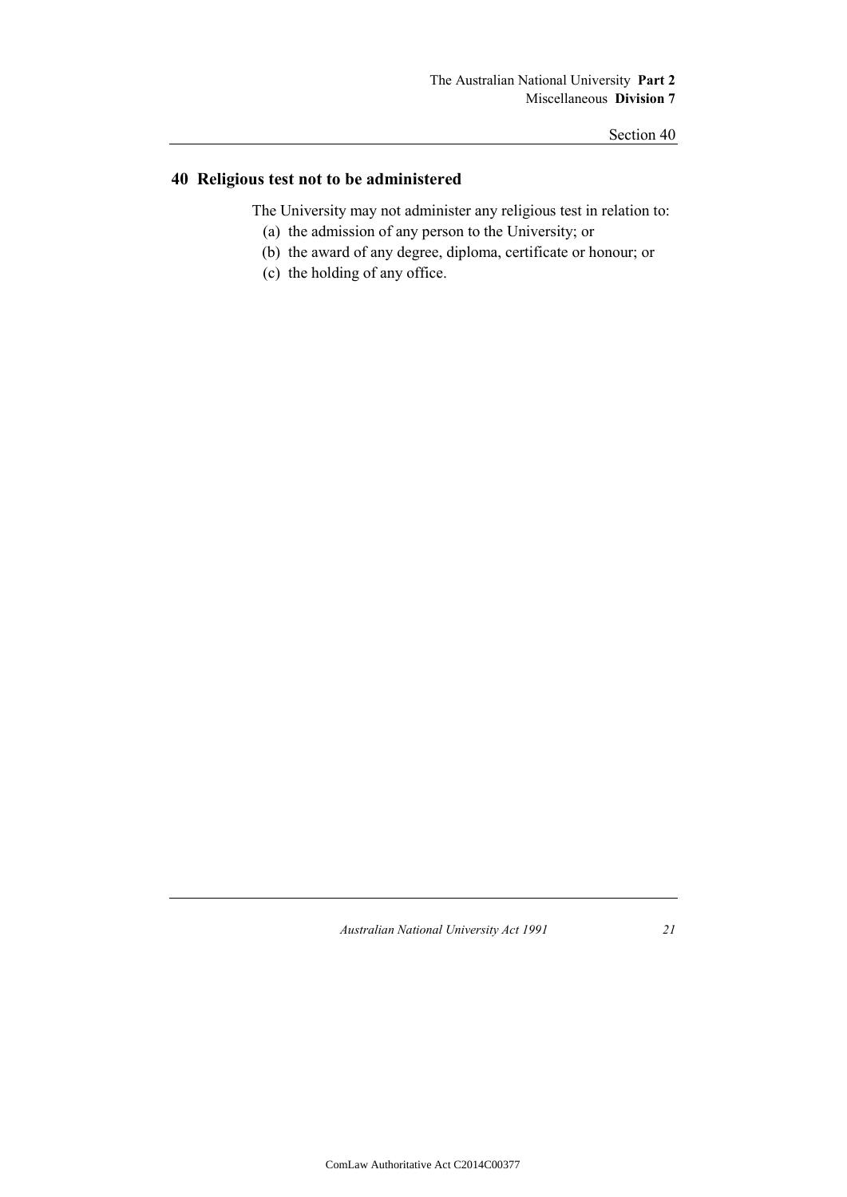## 40 Religious test not to be administered

The University may not administer any religious test in relation to:

(a) the admission of any person to the University; or

(b) the award of any degree, diploma, certificate or honour; or

(c) the holding of any office.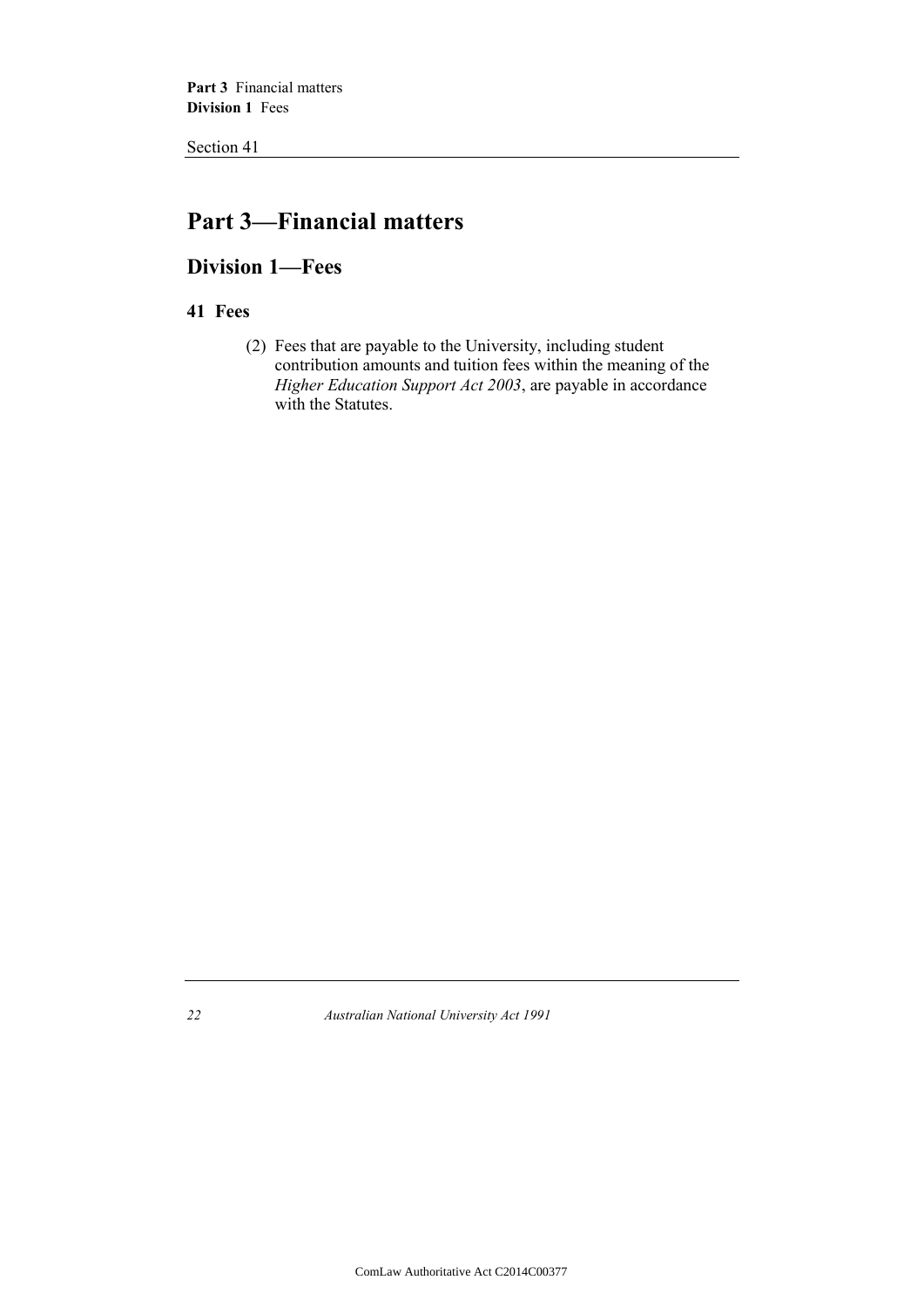# Part 3—Financial matters

## Division 1—Fees

### 41 Fees

(2) Fees that are payable to the University, including student contribution amounts and tuition fees within the meaning of the *Higher Education Support Act 2003*, are payable in accordance with the Statutes.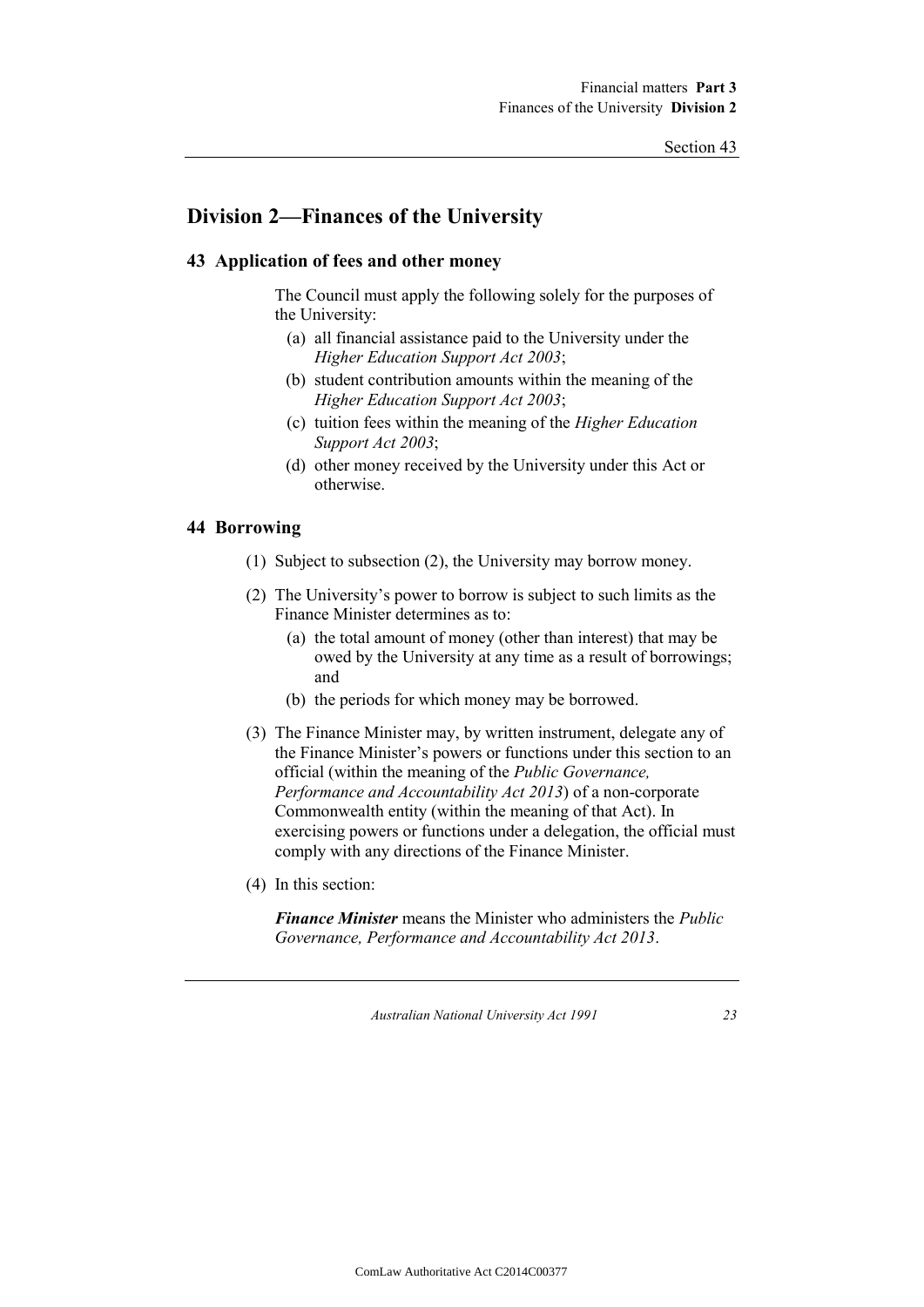## Division 2—Finances of the University

### 43 Application of fees and other money

The Council must apply the following solely for the purposes of the University:

- (a) all financial assistance paid to the University under the *Higher Education Support Act 2003*;
- (b) student contribution amounts within the meaning of the *Higher Education Support Act 2003*;
- (c) tuition fees within the meaning of the *Higher Education Support Act 2003*;
- (d) other money received by the University under this Act or otherwise.

### 44 Borrowing

(1) Subject to subsection (2), the University may borrow money.

(2) The University's power to borrow is subject to such limits as the Finance Minister determines as to:

- (a) the total amount of money (other than interest) that may be owed by the University at any time as a result of borrowings; and
- (b) the periods for which money may be borrowed.

(3) The Finance Minister may, by written instrument, delegate any of the Finance Minister's powers or functions under this section to an official (within the meaning of the *Public Governance, Performance and Accountability Act 2013*) of a non-corporate Commonwealth entity (within the meaning of that Act). In exercising powers or functions under a delegation, the official must comply with any directions of the Finance Minister.

(4) In this section:

***Finance Minister*** means the Minister who administers the *Public Governance, Performance and Accountability Act 2013*.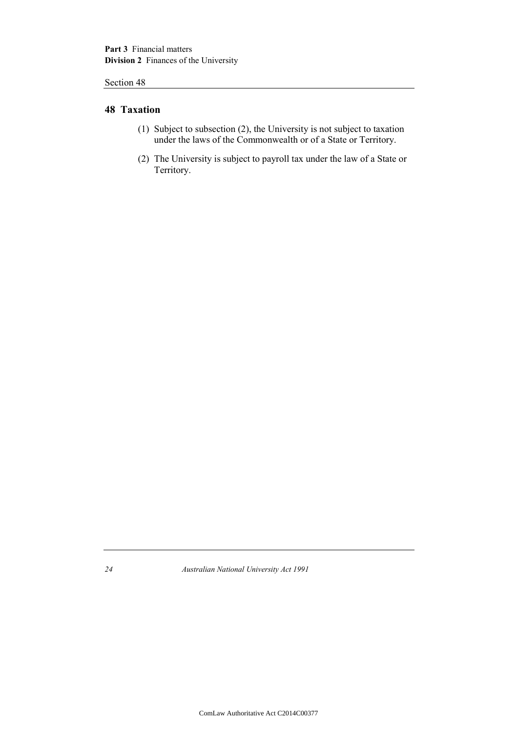## 48 Taxation

(1) Subject to subsection (2), the University is not subject to taxation under the laws of the Commonwealth or of a State or Territory.

(2) The University is subject to payroll tax under the law of a State or Territory.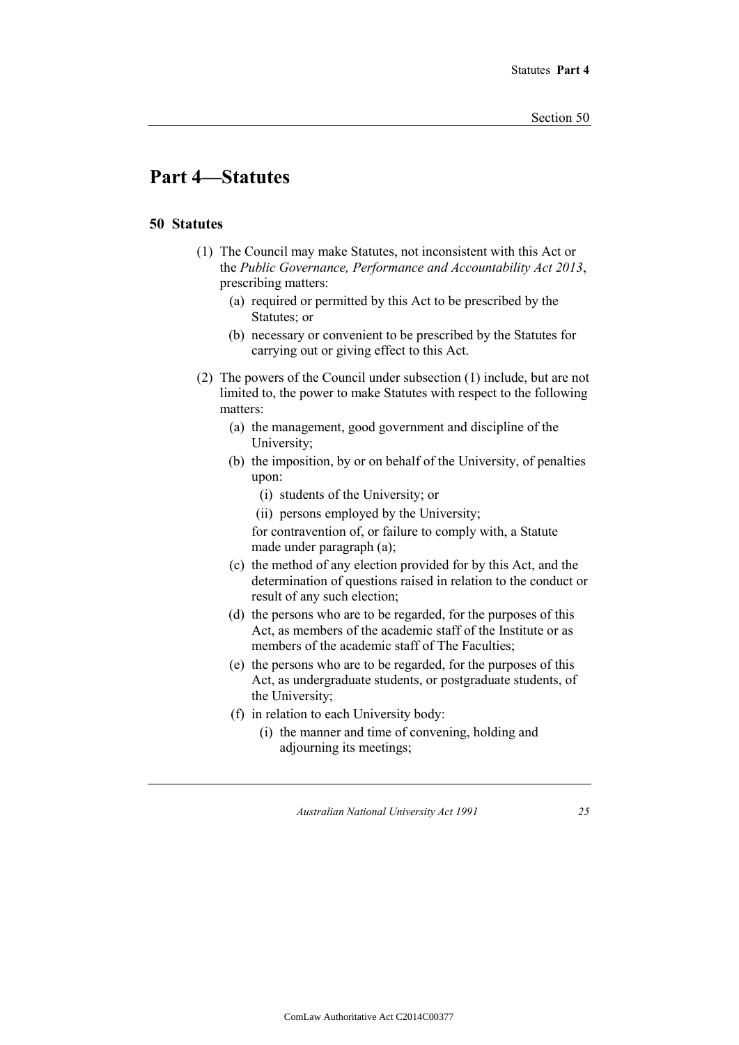# Part 4—Statutes

## 50 Statutes

(1) The Council may make Statutes, not inconsistent with this Act or the *Public Governance, Performance and Accountability Act 2013*, prescribing matters:

- (a) required or permitted by this Act to be prescribed by the Statutes; or
- (b) necessary or convenient to be prescribed by the Statutes for carrying out or giving effect to this Act.

(2) The powers of the Council under subsection (1) include, but are not limited to, the power to make Statutes with respect to the following matters:

- (a) the management, good government and discipline of the University;
- (b) the imposition, by or on behalf of the University, of penalties upon:
  - (i) students of the University; or
  - (ii) persons employed by the University;

  for contravention of, or failure to comply with, a Statute made under paragraph (a);
- (c) the method of any election provided for by this Act, and the determination of questions raised in relation to the conduct or result of any such election;
- (d) the persons who are to be regarded, for the purposes of this Act, as members of the academic staff of the Institute or as members of the academic staff of The Faculties;
- (e) the persons who are to be regarded, for the purposes of this Act, as undergraduate students, or postgraduate students, of the University;
- (f) in relation to each University body:
  - (i) the manner and time of convening, holding and adjourning its meetings;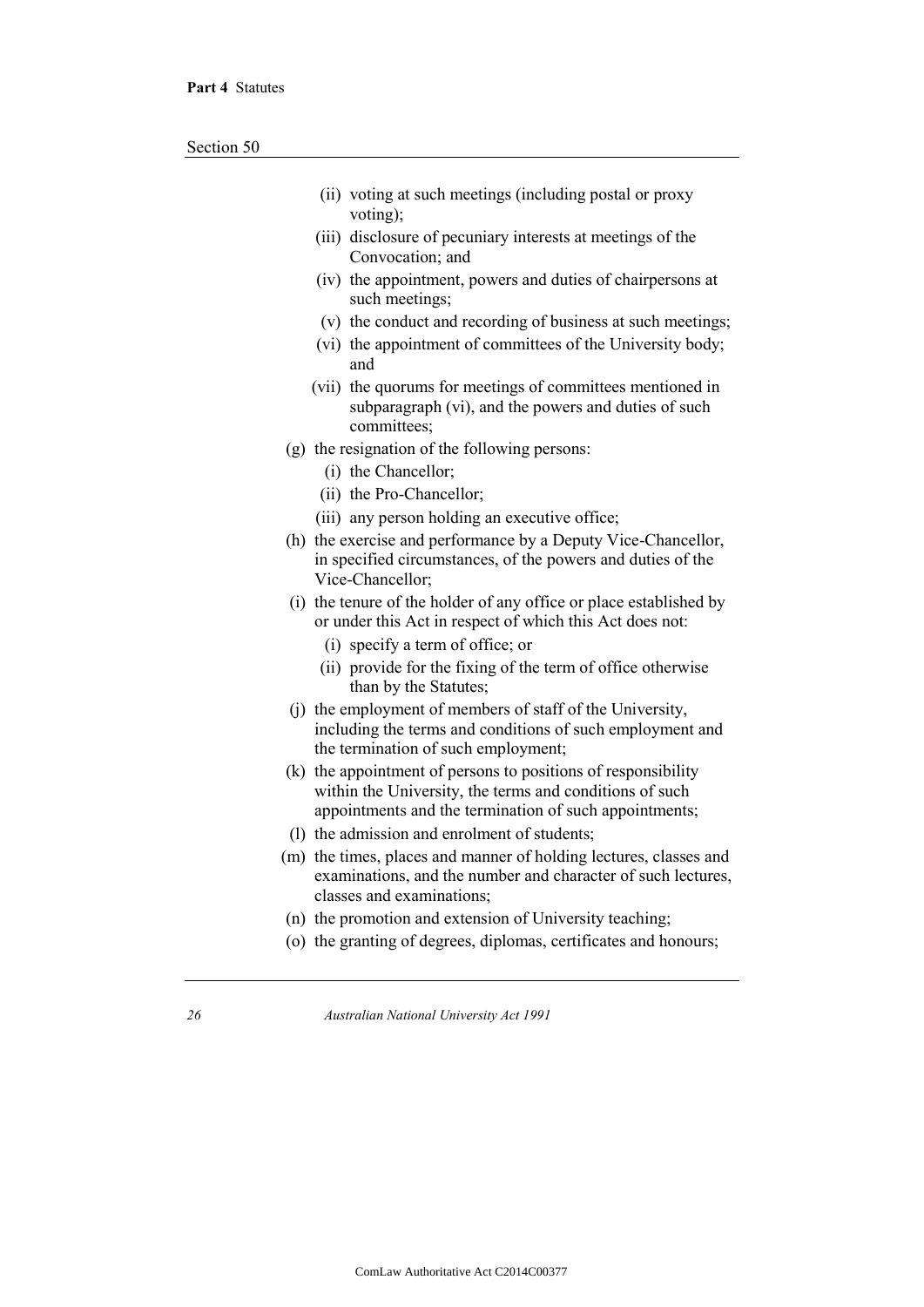- (ii) voting at such meetings (including postal or proxy voting);
- (iii) disclosure of pecuniary interests at meetings of the Convocation; and
- (iv) the appointment, powers and duties of chairpersons at such meetings;
- (v) the conduct and recording of business at such meetings;
- (vi) the appointment of committees of the University body; and
- (vii) the quorums for meetings of committees mentioned in subparagraph (vi), and the powers and duties of such committees;

(g) the resignation of the following persons:

- (i) the Chancellor;
- (ii) the Pro-Chancellor;
- (iii) any person holding an executive office;

(h) the exercise and performance by a Deputy Vice-Chancellor, in specified circumstances, of the powers and duties of the Vice-Chancellor;

(i) the tenure of the holder of any office or place established by or under this Act in respect of which this Act does not:

- (i) specify a term of office; or
- (ii) provide for the fixing of the term of office otherwise than by the Statutes;

(j) the employment of members of staff of the University, including the terms and conditions of such employment and the termination of such employment;

(k) the appointment of persons to positions of responsibility within the University, the terms and conditions of such appointments and the termination of such appointments;

(l) the admission and enrolment of students;

(m) the times, places and manner of holding lectures, classes and examinations, and the number and character of such lectures, classes and examinations;

(n) the promotion and extension of University teaching;

(o) the granting of degrees, diplomas, certificates and honours;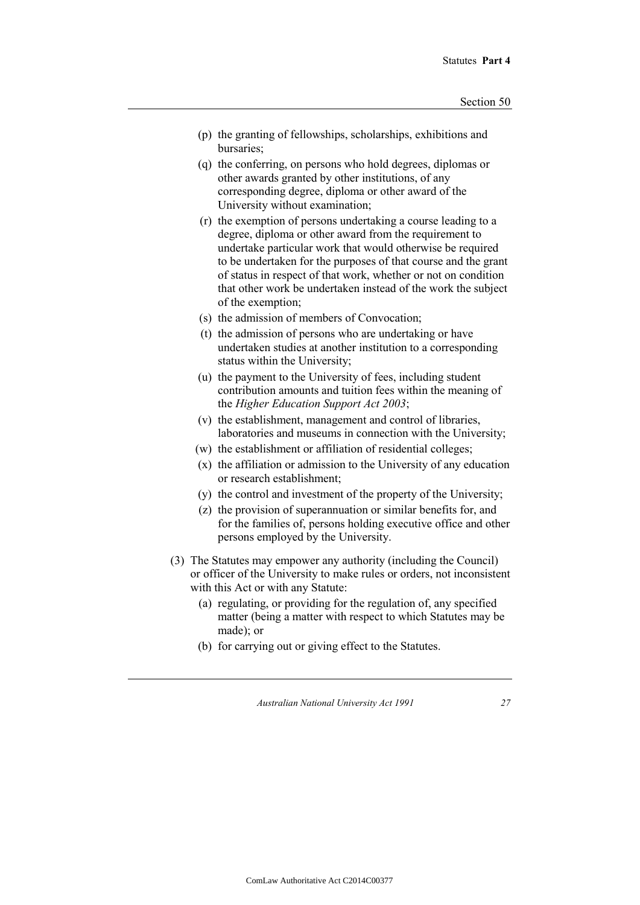(p) the granting of fellowships, scholarships, exhibitions and bursaries;

(q) the conferring, on persons who hold degrees, diplomas or other awards granted by other institutions, of any corresponding degree, diploma or other award of the University without examination;

(r) the exemption of persons undertaking a course leading to a degree, diploma or other award from the requirement to undertake particular work that would otherwise be required to be undertaken for the purposes of that course and the grant of status in respect of that work, whether or not on condition that other work be undertaken instead of the work the subject of the exemption;

(s) the admission of members of Convocation;

(t) the admission of persons who are undertaking or have undertaken studies at another institution to a corresponding status within the University;

(u) the payment to the University of fees, including student contribution amounts and tuition fees within the meaning of the *Higher Education Support Act 2003*;

(v) the establishment, management and control of libraries, laboratories and museums in connection with the University;

(w) the establishment or affiliation of residential colleges;

(x) the affiliation or admission to the University of any education or research establishment;

(y) the control and investment of the property of the University;

(z) the provision of superannuation or similar benefits for, and for the families of, persons holding executive office and other persons employed by the University.

(3) The Statutes may empower any authority (including the Council) or officer of the University to make rules or orders, not inconsistent with this Act or with any Statute:

(a) regulating, or providing for the regulation of, any specified matter (being a matter with respect to which Statutes may be made); or

(b) for carrying out or giving effect to the Statutes.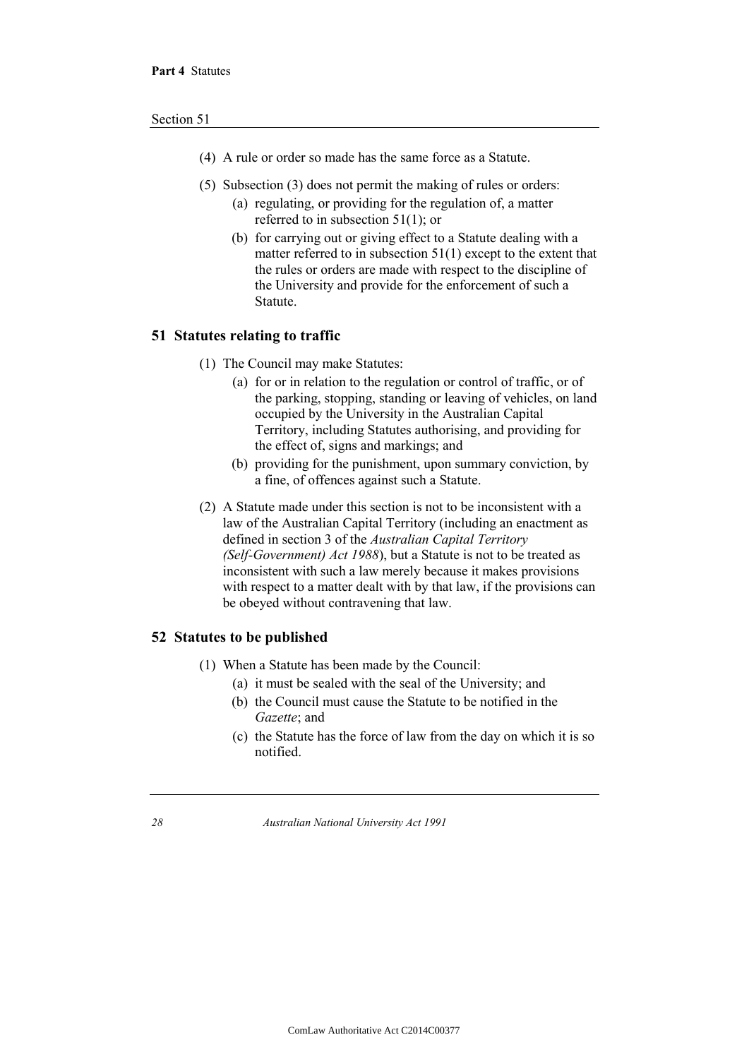(4) A rule or order so made has the same force as a Statute.

(5) Subsection (3) does not permit the making of rules or orders:

- (a) regulating, or providing for the regulation of, a matter referred to in subsection 51(1); or
- (b) for carrying out or giving effect to a Statute dealing with a matter referred to in subsection 51(1) except to the extent that the rules or orders are made with respect to the discipline of the University and provide for the enforcement of such a Statute.

## 51 Statutes relating to traffic

(1) The Council may make Statutes:

- (a) for or in relation to the regulation or control of traffic, or of the parking, stopping, standing or leaving of vehicles, on land occupied by the University in the Australian Capital Territory, including Statutes authorising, and providing for the effect of, signs and markings; and
- (b) providing for the punishment, upon summary conviction, by a fine, of offences against such a Statute.

(2) A Statute made under this section is not to be inconsistent with a law of the Australian Capital Territory (including an enactment as defined in section 3 of the *Australian Capital Territory (Self-Government) Act 1988*), but a Statute is not to be treated as inconsistent with such a law merely because it makes provisions with respect to a matter dealt with by that law, if the provisions can be obeyed without contravening that law.

## 52 Statutes to be published

(1) When a Statute has been made by the Council:

- (a) it must be sealed with the seal of the University; and
- (b) the Council must cause the Statute to be notified in the *Gazette*; and
- (c) the Statute has the force of law from the day on which it is so notified.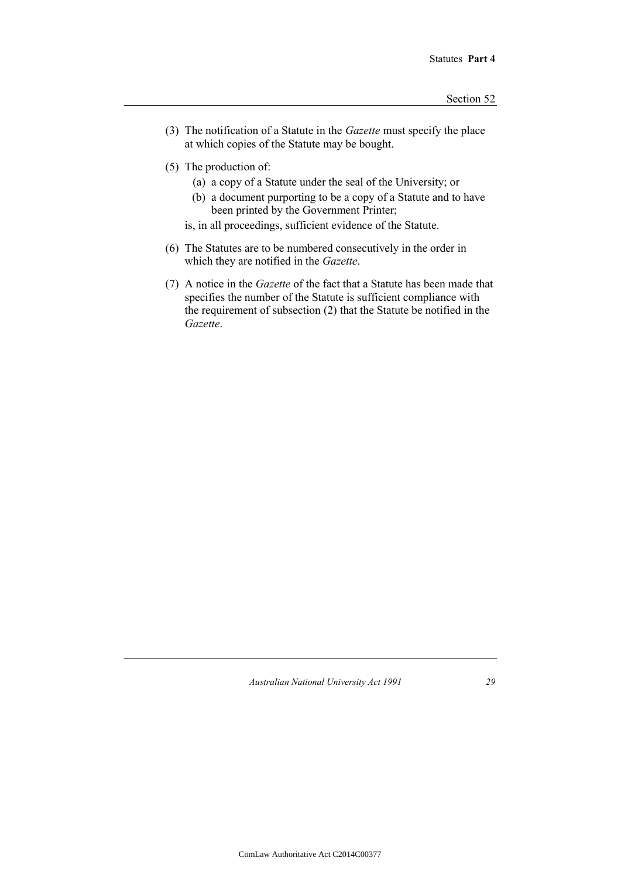(3) The notification of a Statute in the *Gazette* must specify the place at which copies of the Statute may be bought.

(5) The production of:

   (a) a copy of a Statute under the seal of the University; or

   (b) a document purporting to be a copy of a Statute and to have been printed by the Government Printer;

   is, in all proceedings, sufficient evidence of the Statute.

(6) The Statutes are to be numbered consecutively in the order in which they are notified in the *Gazette*.

(7) A notice in the *Gazette* of the fact that a Statute has been made that specifies the number of the Statute is sufficient compliance with the requirement of subsection (2) that the Statute be notified in the *Gazette*.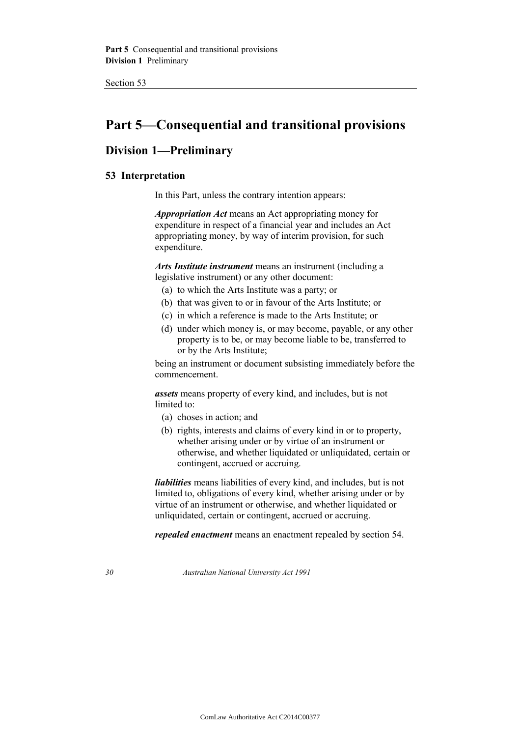# Part 5—Consequential and transitional provisions

## Division 1—Preliminary

### 53 Interpretation

In this Part, unless the contrary intention appears:

***Appropriation Act*** means an Act appropriating money for expenditure in respect of a financial year and includes an Act appropriating money, by way of interim provision, for such expenditure.

***Arts Institute instrument*** means an instrument (including a legislative instrument) or any other document:

- (a) to which the Arts Institute was a party; or
- (b) that was given to or in favour of the Arts Institute; or
- (c) in which a reference is made to the Arts Institute; or
- (d) under which money is, or may become, payable, or any other property is to be, or may become liable to be, transferred to or by the Arts Institute;

being an instrument or document subsisting immediately before the commencement.

***assets*** means property of every kind, and includes, but is not limited to:

- (a) choses in action; and
- (b) rights, interests and claims of every kind in or to property, whether arising under or by virtue of an instrument or otherwise, and whether liquidated or unliquidated, certain or contingent, accrued or accruing.

***liabilities*** means liabilities of every kind, and includes, but is not limited to, obligations of every kind, whether arising under or by virtue of an instrument or otherwise, and whether liquidated or unliquidated, certain or contingent, accrued or accruing.

***repealed enactment*** means an enactment repealed by section 54.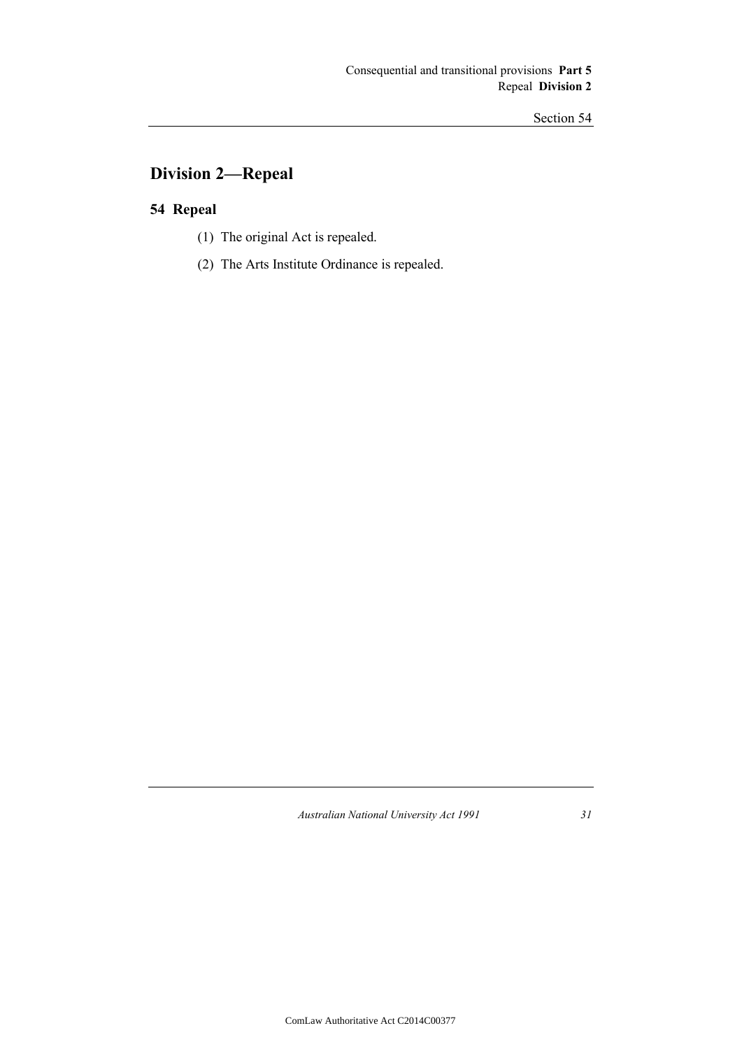## Division 2—Repeal

### 54 Repeal

(1) The original Act is repealed.

(2) The Arts Institute Ordinance is repealed.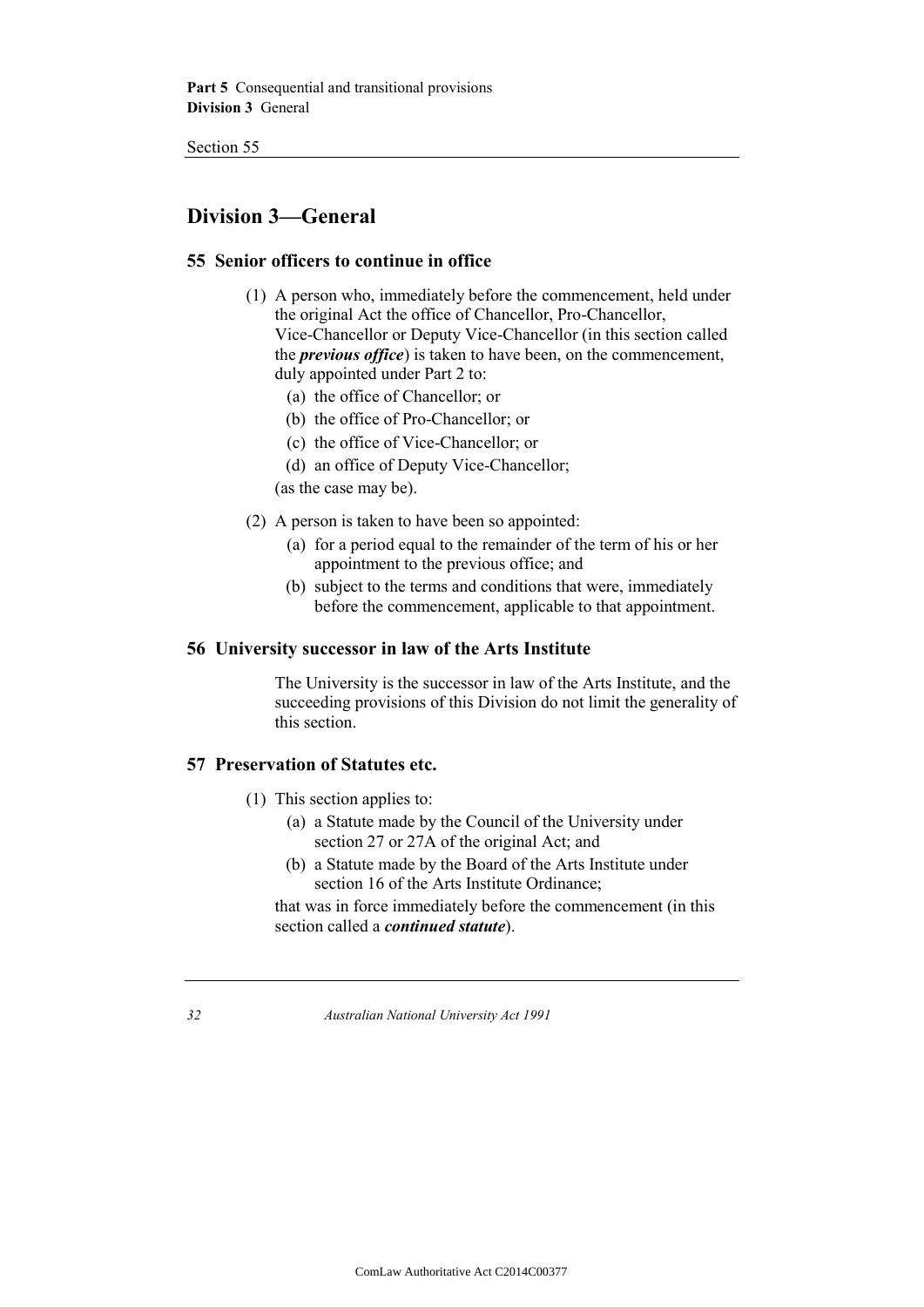## Division 3—General

### 55 Senior officers to continue in office

(1) A person who, immediately before the commencement, held under the original Act the office of Chancellor, Pro-Chancellor, Vice-Chancellor or Deputy Vice-Chancellor (in this section called the ***previous office***) is taken to have been, on the commencement, duly appointed under Part 2 to:

- (a) the office of Chancellor; or
- (b) the office of Pro-Chancellor; or
- (c) the office of Vice-Chancellor; or
- (d) an office of Deputy Vice-Chancellor;

(as the case may be).

(2) A person is taken to have been so appointed:

- (a) for a period equal to the remainder of the term of his or her appointment to the previous office; and
- (b) subject to the terms and conditions that were, immediately before the commencement, applicable to that appointment.

### 56 University successor in law of the Arts Institute

The University is the successor in law of the Arts Institute, and the succeeding provisions of this Division do not limit the generality of this section.

### 57 Preservation of Statutes etc.

(1) This section applies to:

- (a) a Statute made by the Council of the University under section 27 or 27A of the original Act; and
- (b) a Statute made by the Board of the Arts Institute under section 16 of the Arts Institute Ordinance;

that was in force immediately before the commencement (in this section called a ***continued statute***).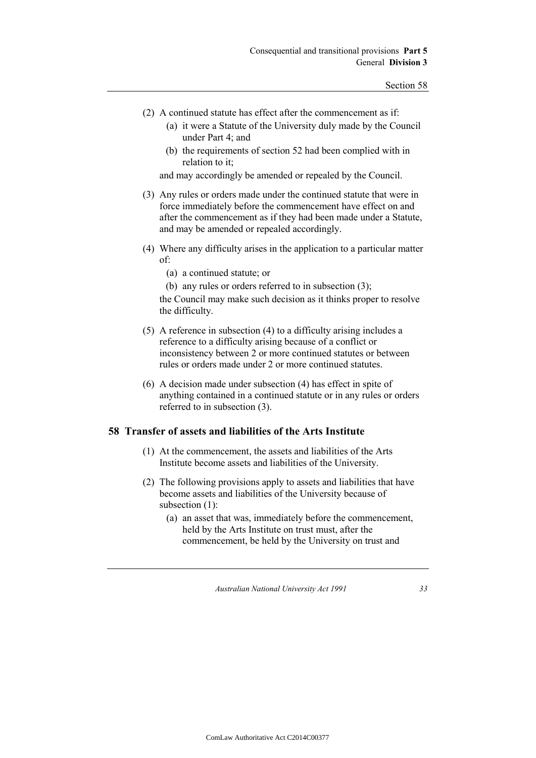(2) A continued statute has effect after the commencement as if:

(a) it were a Statute of the University duly made by the Council under Part 4; and

(b) the requirements of section 52 had been complied with in relation to it;

and may accordingly be amended or repealed by the Council.

(3) Any rules or orders made under the continued statute that were in force immediately before the commencement have effect on and after the commencement as if they had been made under a Statute, and may be amended or repealed accordingly.

(4) Where any difficulty arises in the application to a particular matter of:

(a) a continued statute; or

(b) any rules or orders referred to in subsection (3);

the Council may make such decision as it thinks proper to resolve the difficulty.

(5) A reference in subsection (4) to a difficulty arising includes a reference to a difficulty arising because of a conflict or inconsistency between 2 or more continued statutes or between rules or orders made under 2 or more continued statutes.

(6) A decision made under subsection (4) has effect in spite of anything contained in a continued statute or in any rules or orders referred to in subsection (3).

## 58 Transfer of assets and liabilities of the Arts Institute

(1) At the commencement, the assets and liabilities of the Arts Institute become assets and liabilities of the University.

(2) The following provisions apply to assets and liabilities that have become assets and liabilities of the University because of subsection (1):

(a) an asset that was, immediately before the commencement, held by the Arts Institute on trust must, after the commencement, be held by the University on trust and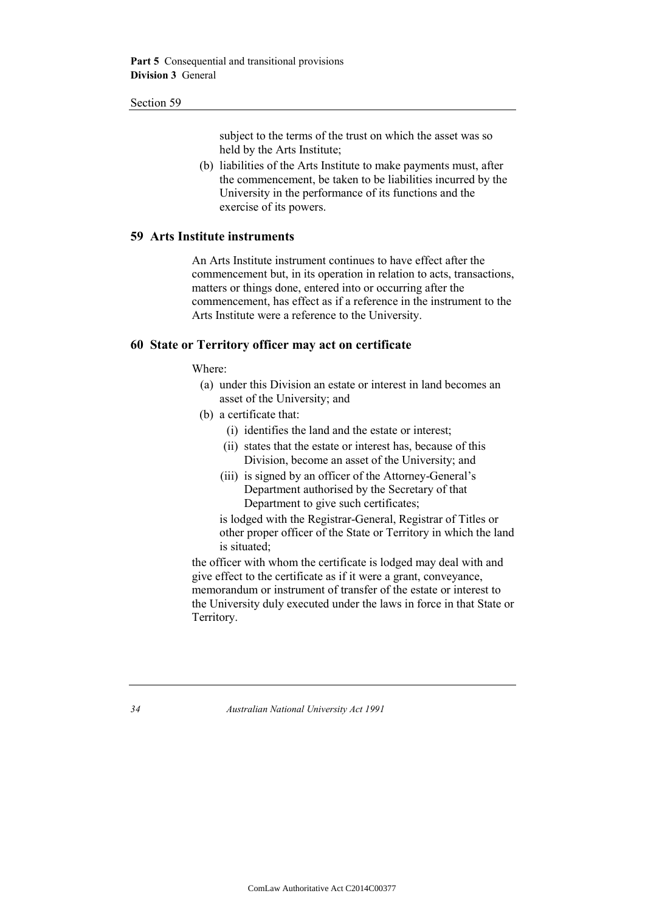subject to the terms of the trust on which the asset was so held by the Arts Institute;

(b) liabilities of the Arts Institute to make payments must, after the commencement, be taken to be liabilities incurred by the University in the performance of its functions and the exercise of its powers.

## 59 Arts Institute instruments

An Arts Institute instrument continues to have effect after the commencement but, in its operation in relation to acts, transactions, matters or things done, entered into or occurring after the commencement, has effect as if a reference in the instrument to the Arts Institute were a reference to the University.

## 60 State or Territory officer may act on certificate

Where:

(a) under this Division an estate or interest in land becomes an asset of the University; and

(b) a certificate that:

(i) identifies the land and the estate or interest;

(ii) states that the estate or interest has, because of this Division, become an asset of the University; and

(iii) is signed by an officer of the Attorney-General's Department authorised by the Secretary of that Department to give such certificates;

is lodged with the Registrar-General, Registrar of Titles or other proper officer of the State or Territory in which the land is situated;

the officer with whom the certificate is lodged may deal with and give effect to the certificate as if it were a grant, conveyance, memorandum or instrument of transfer of the estate or interest to the University duly executed under the laws in force in that State or Territory.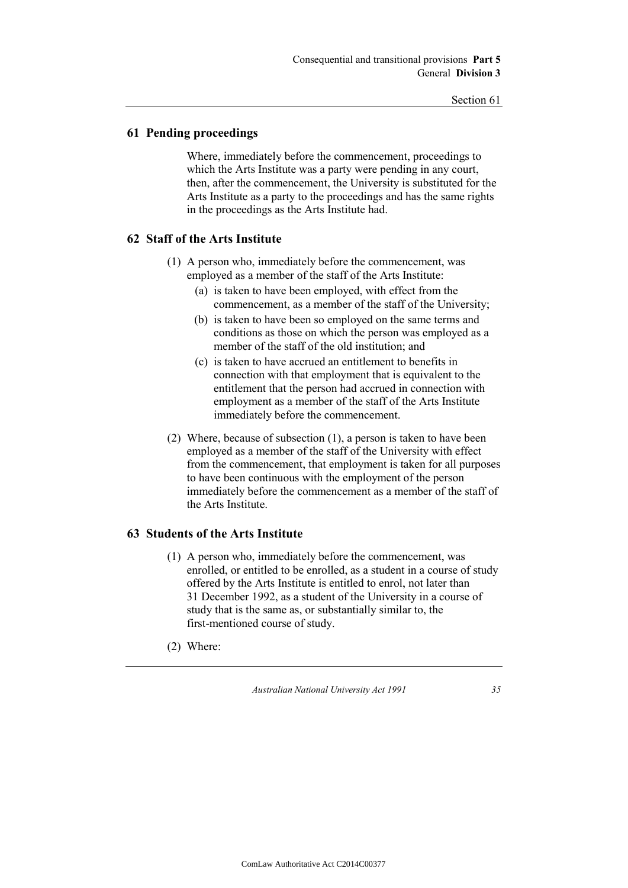## 61 Pending proceedings

Where, immediately before the commencement, proceedings to which the Arts Institute was a party were pending in any court, then, after the commencement, the University is substituted for the Arts Institute as a party to the proceedings and has the same rights in the proceedings as the Arts Institute had.

## 62 Staff of the Arts Institute

(1) A person who, immediately before the commencement, was employed as a member of the staff of the Arts Institute:

- (a) is taken to have been employed, with effect from the commencement, as a member of the staff of the University;
- (b) is taken to have been so employed on the same terms and conditions as those on which the person was employed as a member of the staff of the old institution; and
- (c) is taken to have accrued an entitlement to benefits in connection with that employment that is equivalent to the entitlement that the person had accrued in connection with employment as a member of the staff of the Arts Institute immediately before the commencement.

(2) Where, because of subsection (1), a person is taken to have been employed as a member of the staff of the University with effect from the commencement, that employment is taken for all purposes to have been continuous with the employment of the person immediately before the commencement as a member of the staff of the Arts Institute.

## 63 Students of the Arts Institute

(1) A person who, immediately before the commencement, was enrolled, or entitled to be enrolled, as a student in a course of study offered by the Arts Institute is entitled to enrol, not later than 31 December 1992, as a student of the University in a course of study that is the same as, or substantially similar to, the first-mentioned course of study.

(2) Where: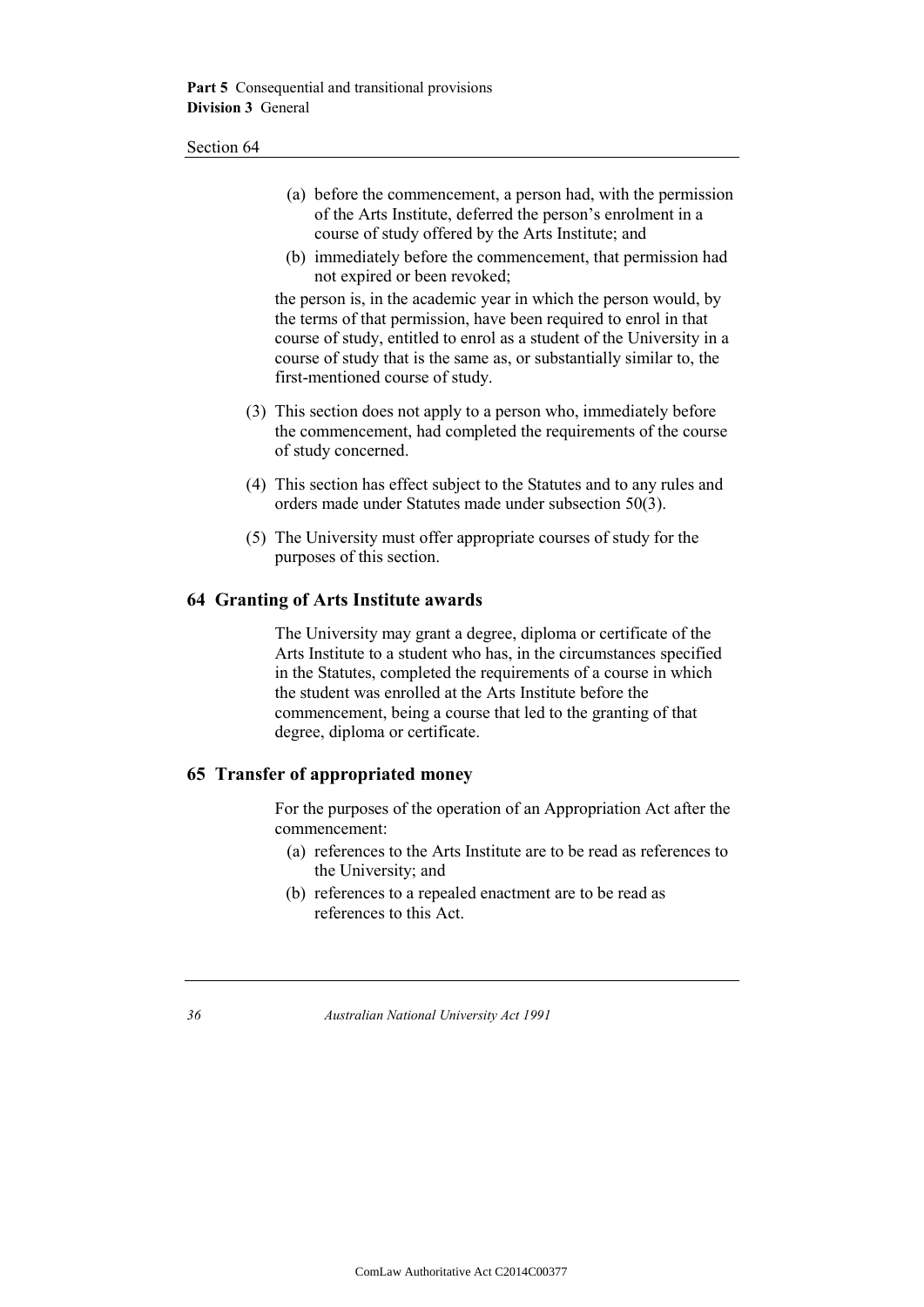(a) before the commencement, a person had, with the permission of the Arts Institute, deferred the person's enrolment in a course of study offered by the Arts Institute; and

(b) immediately before the commencement, that permission had not expired or been revoked;

the person is, in the academic year in which the person would, by the terms of that permission, have been required to enrol in that course of study, entitled to enrol as a student of the University in a course of study that is the same as, or substantially similar to, the first-mentioned course of study.

(3) This section does not apply to a person who, immediately before the commencement, had completed the requirements of the course of study concerned.

(4) This section has effect subject to the Statutes and to any rules and orders made under Statutes made under subsection 50(3).

(5) The University must offer appropriate courses of study for the purposes of this section.

## 64 Granting of Arts Institute awards

The University may grant a degree, diploma or certificate of the Arts Institute to a student who has, in the circumstances specified in the Statutes, completed the requirements of a course in which the student was enrolled at the Arts Institute before the commencement, being a course that led to the granting of that degree, diploma or certificate.

## 65 Transfer of appropriated money

For the purposes of the operation of an Appropriation Act after the commencement:

(a) references to the Arts Institute are to be read as references to the University; and

(b) references to a repealed enactment are to be read as references to this Act.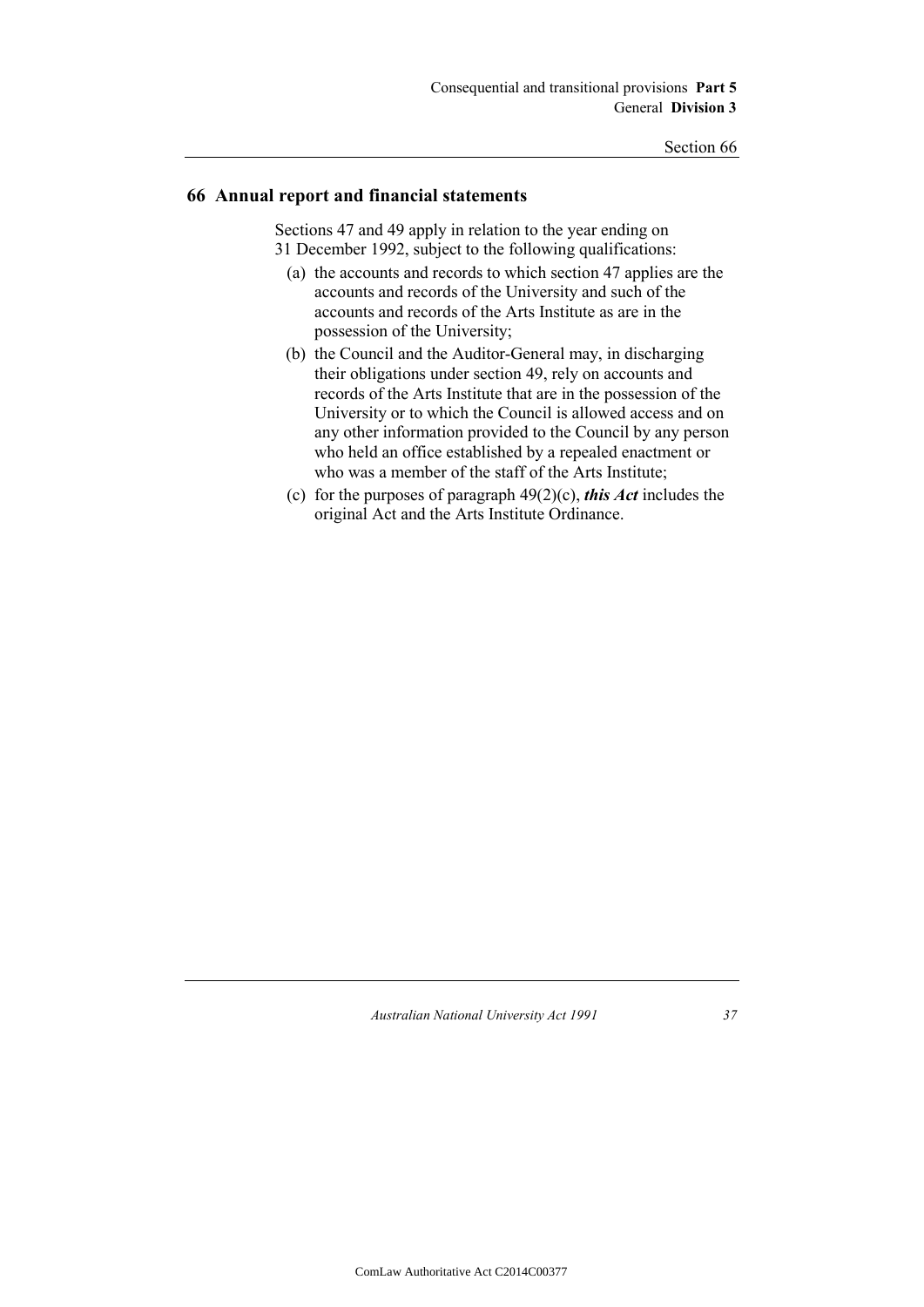## 66 Annual report and financial statements

Sections 47 and 49 apply in relation to the year ending on 31 December 1992, subject to the following qualifications:

(a) the accounts and records to which section 47 applies are the accounts and records of the University and such of the accounts and records of the Arts Institute as are in the possession of the University;

(b) the Council and the Auditor-General may, in discharging their obligations under section 49, rely on accounts and records of the Arts Institute that are in the possession of the University or to which the Council is allowed access and on any other information provided to the Council by any person who held an office established by a repealed enactment or who was a member of the staff of the Arts Institute;

(c) for the purposes of paragraph 49(2)(c), ***this Act*** includes the original Act and the Arts Institute Ordinance.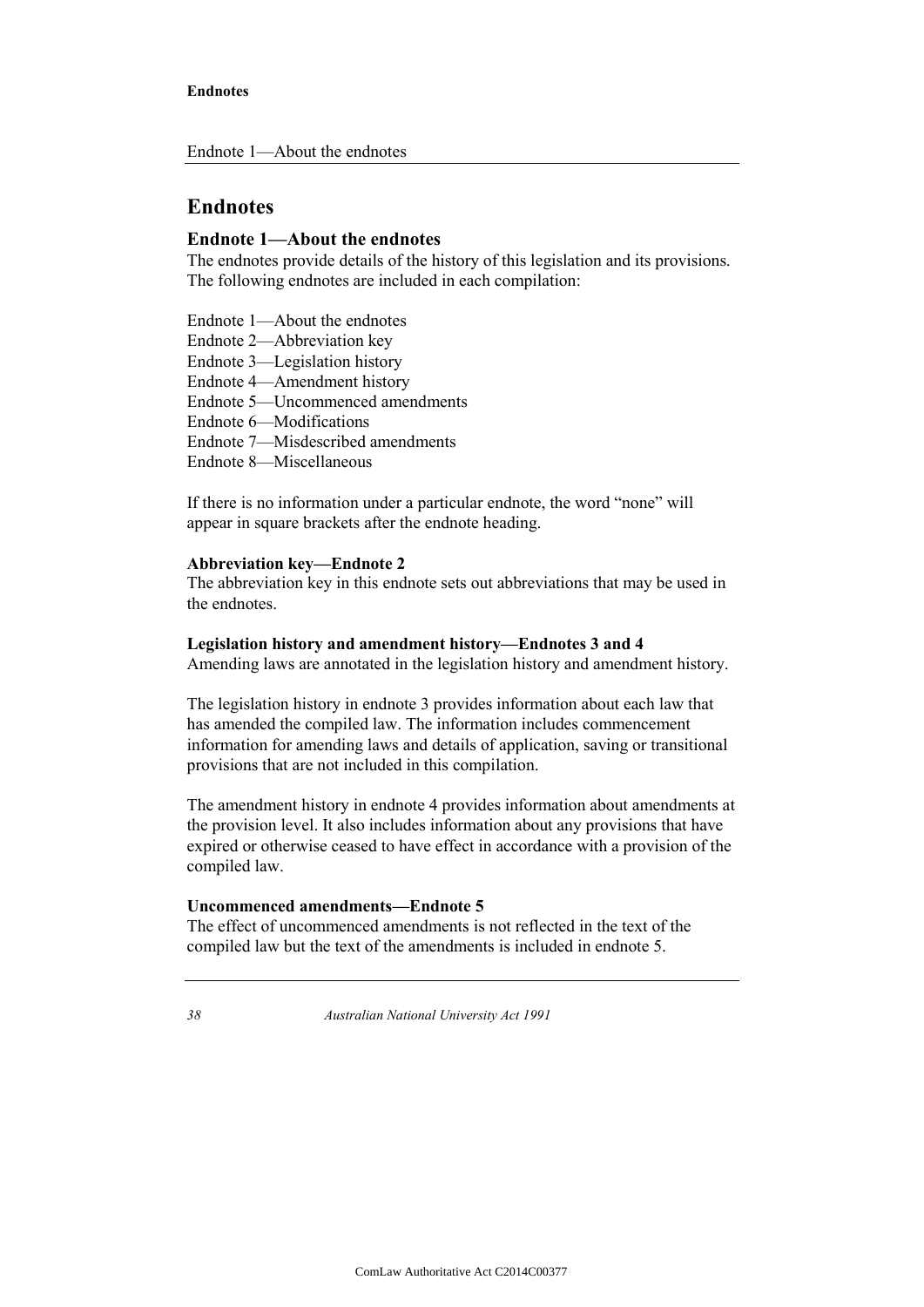# Endnotes

## Endnote 1—About the endnotes

The endnotes provide details of the history of this legislation and its provisions. The following endnotes are included in each compilation:

Endnote 1—About the endnotes
Endnote 2—Abbreviation key
Endnote 3—Legislation history
Endnote 4—Amendment history
Endnote 5—Uncommenced amendments
Endnote 6—Modifications
Endnote 7—Misdescribed amendments
Endnote 8—Miscellaneous

If there is no information under a particular endnote, the word "none" will appear in square brackets after the endnote heading.

**Abbreviation key—Endnote 2**
The abbreviation key in this endnote sets out abbreviations that may be used in the endnotes.

**Legislation history and amendment history—Endnotes 3 and 4**
Amending laws are annotated in the legislation history and amendment history.

The legislation history in endnote 3 provides information about each law that has amended the compiled law. The information includes commencement information for amending laws and details of application, saving or transitional provisions that are not included in this compilation.

The amendment history in endnote 4 provides information about amendments at the provision level. It also includes information about any provisions that have expired or otherwise ceased to have effect in accordance with a provision of the compiled law.

**Uncommenced amendments—Endnote 5**
The effect of uncommenced amendments is not reflected in the text of the compiled law but the text of the amendments is included in endnote 5.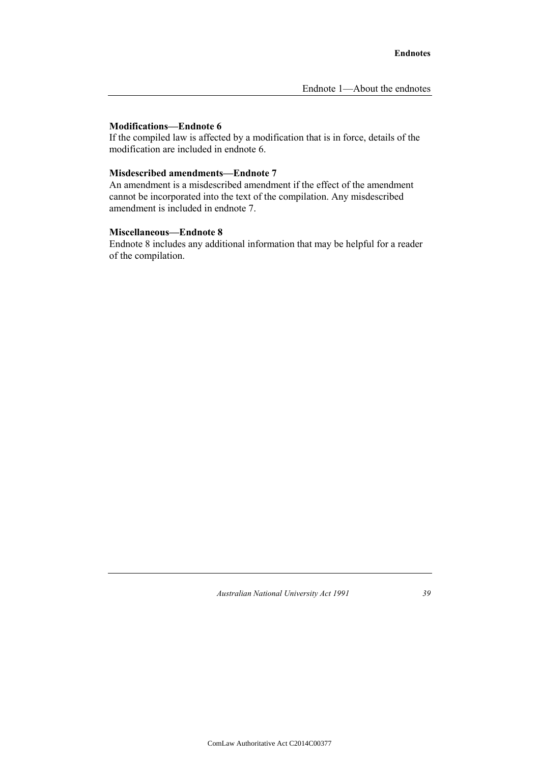**Modifications—Endnote 6**

If the compiled law is affected by a modification that is in force, details of the modification are included in endnote 6.

**Misdescribed amendments—Endnote 7**

An amendment is a misdescribed amendment if the effect of the amendment cannot be incorporated into the text of the compilation. Any misdescribed amendment is included in endnote 7.

**Miscellaneous—Endnote 8**

Endnote 8 includes any additional information that may be helpful for a reader of the compilation.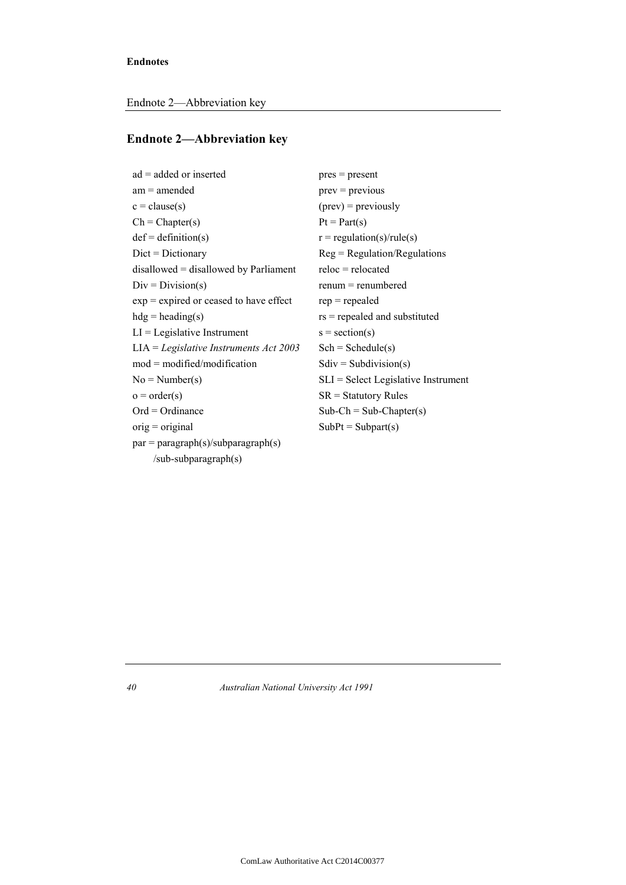## Endnote 2—Abbreviation key

ad = added or inserted
am = amended
c = clause(s)
Ch = Chapter(s)
def = definition(s)
Dict = Dictionary
disallowed = disallowed by Parliament
Div = Division(s)
exp = expired or ceased to have effect
hdg = heading(s)
LI = Legislative Instrument
LIA = *Legislative Instruments Act 2003*
mod = modified/modification
No = Number(s)
o = order(s)
Ord = Ordinance
orig = original
par = paragraph(s)/subparagraph(s)
/sub-subparagraph(s)
pres = present
prev = previous
(prev) = previously
Pt = Part(s)
r = regulation(s)/rule(s)
Reg = Regulation/Regulations
reloc = relocated
renum = renumbered
rep = repealed
rs = repealed and substituted
s = section(s)
Sch = Schedule(s)
Sdiv = Subdivision(s)
SLI = Select Legislative Instrument
SR = Statutory Rules
Sub-Ch = Sub-Chapter(s)
SubPt = Subpart(s)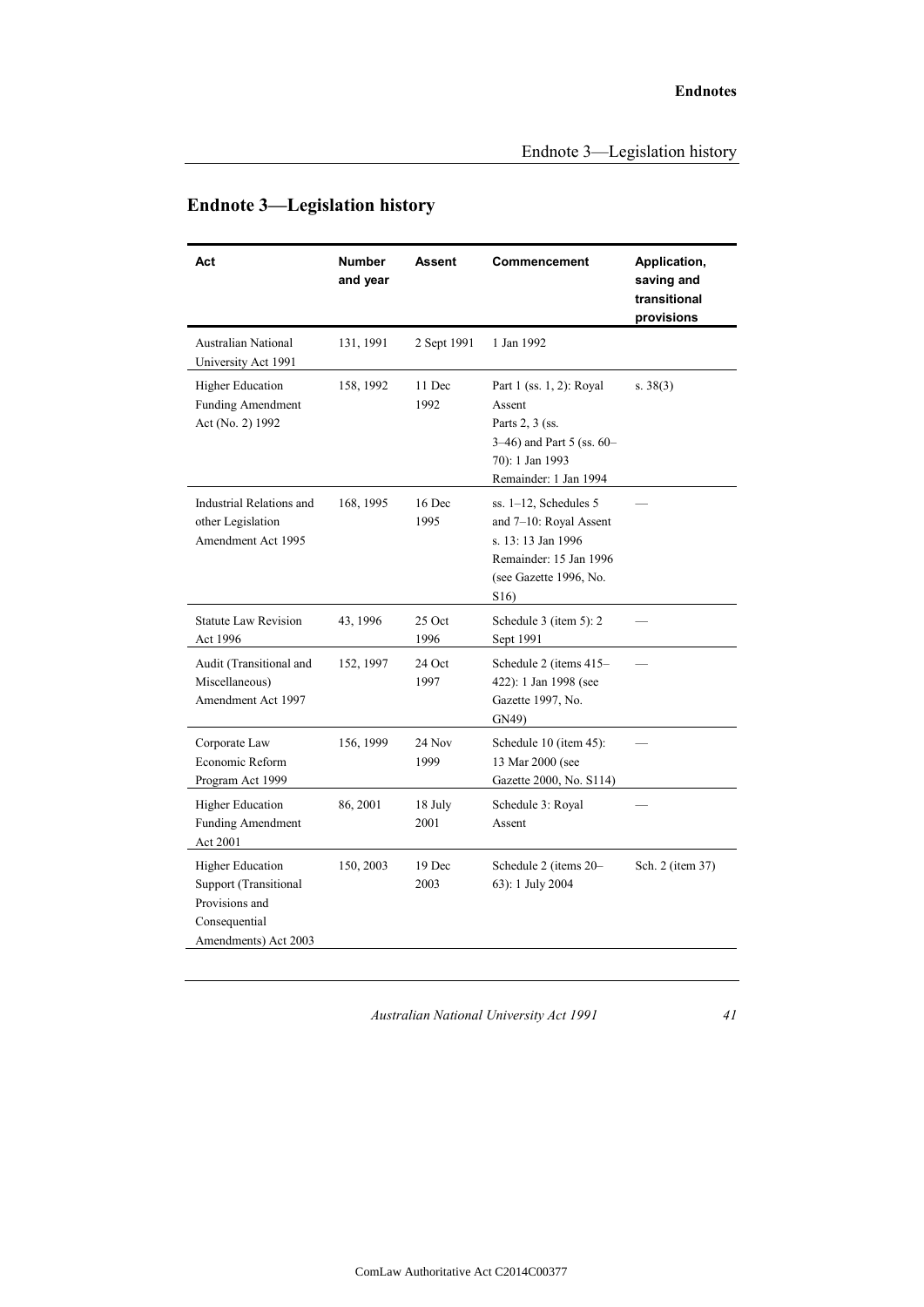## Endnote 3—Legislation history

| Act | Number and year | Assent | Commencement | Application, saving and transitional provisions |
|---|---|---|---|---|
| Australian National University Act 1991 | 131, 1991 | 2 Sept 1991 | 1 Jan 1992 | |
| Higher Education Funding Amendment Act (No. 2) 1992 | 158, 1992 | 11 Dec 1992 | Part 1 (ss. 1, 2): Royal Assent<br>Parts 2, 3 (ss. 3–46) and Part 5 (ss. 60–70): 1 Jan 1993<br>Remainder: 1 Jan 1994 | s. 38(3) |
| Industrial Relations and other Legislation Amendment Act 1995 | 168, 1995 | 16 Dec 1995 | ss. 1–12, Schedules 5 and 7–10: Royal Assent<br>s. 13: 13 Jan 1996<br>Remainder: 15 Jan 1996 (see Gazette 1996, No. S16) | — |
| Statute Law Revision Act 1996 | 43, 1996 | 25 Oct 1996 | Schedule 3 (item 5): 2 Sept 1991 | — |
| Audit (Transitional and Miscellaneous) Amendment Act 1997 | 152, 1997 | 24 Oct 1997 | Schedule 2 (items 415–422): 1 Jan 1998 (see Gazette 1997, No. GN49) | — |
| Corporate Law Economic Reform Program Act 1999 | 156, 1999 | 24 Nov 1999 | Schedule 10 (item 45): 13 Mar 2000 (see Gazette 2000, No. S114) | — |
| Higher Education Funding Amendment Act 2001 | 86, 2001 | 18 July 2001 | Schedule 3: Royal Assent | — |
| Higher Education Support (Transitional Provisions and Consequential Amendments) Act 2003 | 150, 2003 | 19 Dec 2003 | Schedule 2 (items 20–63): 1 July 2004 | Sch. 2 (item 37) |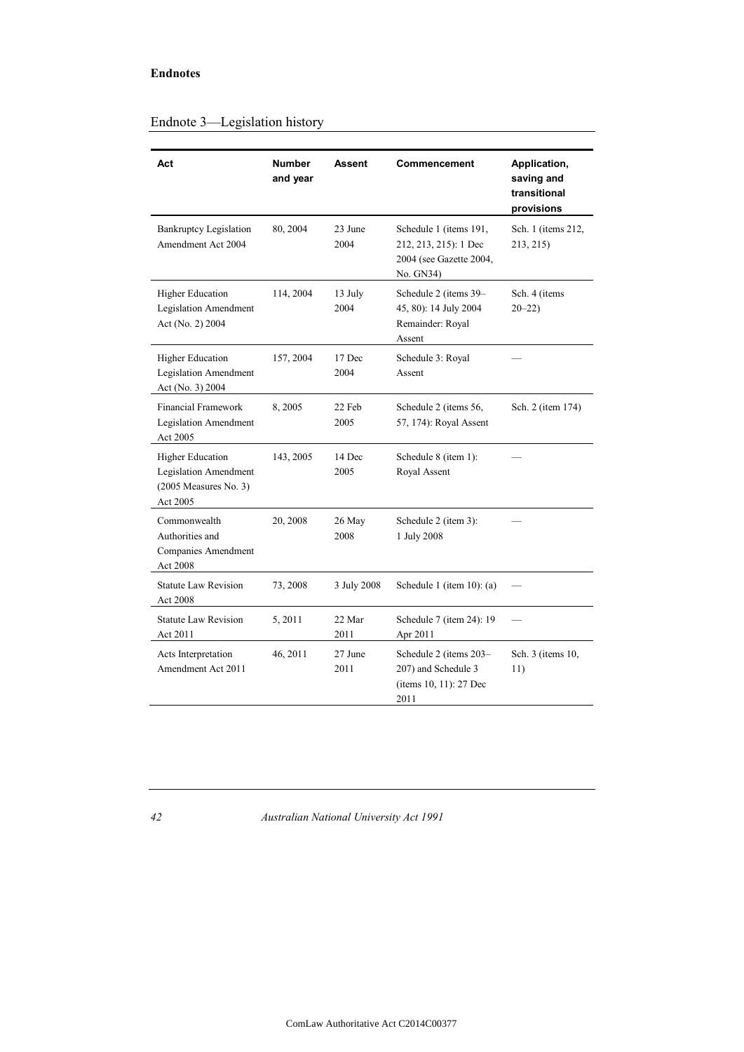**Endnotes**

## Endnote 3—Legislation history

| Act | Number and year | Assent | Commencement | Application, saving and transitional provisions |
|---|---|---|---|---|
| Bankruptcy Legislation Amendment Act 2004 | 80, 2004 | 23 June 2004 | Schedule 1 (items 191, 212, 213, 215): 1 Dec 2004 (see Gazette 2004, No. GN34) | Sch. 1 (items 212, 213, 215) |
| Higher Education Legislation Amendment Act (No. 2) 2004 | 114, 2004 | 13 July 2004 | Schedule 2 (items 39–45, 80): 14 July 2004<br>Remainder: Royal Assent | Sch. 4 (items 20–22) |
| Higher Education Legislation Amendment Act (No. 3) 2004 | 157, 2004 | 17 Dec 2004 | Schedule 3: Royal Assent | — |
| Financial Framework Legislation Amendment Act 2005 | 8, 2005 | 22 Feb 2005 | Schedule 2 (items 56, 57, 174): Royal Assent | Sch. 2 (item 174) |
| Higher Education Legislation Amendment (2005 Measures No. 3) Act 2005 | 143, 2005 | 14 Dec 2005 | Schedule 8 (item 1): Royal Assent | — |
| Commonwealth Authorities and Companies Amendment Act 2008 | 20, 2008 | 26 May 2008 | Schedule 2 (item 3): 1 July 2008 | — |
| Statute Law Revision Act 2008 | 73, 2008 | 3 July 2008 | Schedule 1 (item 10): (a) | — |
| Statute Law Revision Act 2011 | 5, 2011 | 22 Mar 2011 | Schedule 7 (item 24): 19 Apr 2011 | — |
| Acts Interpretation Amendment Act 2011 | 46, 2011 | 27 June 2011 | Schedule 2 (items 203–207) and Schedule 3 (items 10, 11): 27 Dec 2011 | Sch. 3 (items 10, 11) |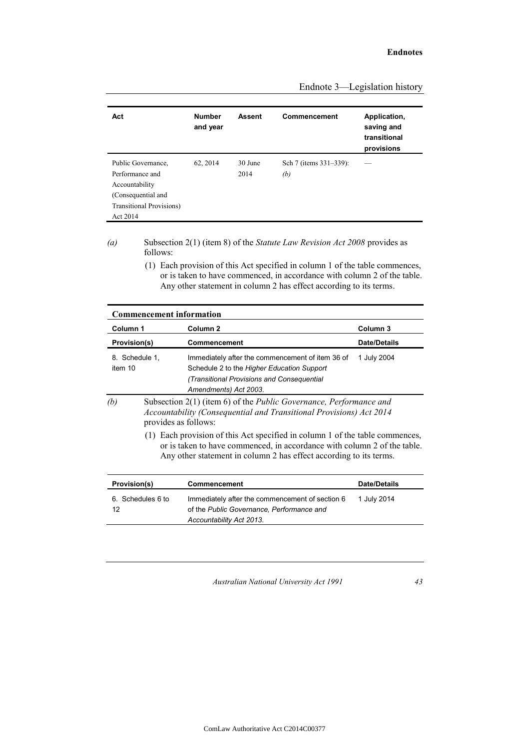| Act | Number and year | Assent | Commencement | Application, saving and transitional provisions |
|---|---|---|---|---|
| Public Governance, Performance and Accountability (Consequential and Transitional Provisions) Act 2014 | 62, 2014 | 30 June 2014 | Sch 7 (items 331–339): *(b)* | — |

*(a)* Subsection 2(1) (item 8) of the *Statute Law Revision Act 2008* provides as follows:

> (1) Each provision of this Act specified in column 1 of the table commences, or is taken to have commenced, in accordance with column 2 of the table. Any other statement in column 2 has effect according to its terms.

| **Commencement information** | | |
|---|---|---|
| **Column 1** | **Column 2** | **Column 3** |
| **Provision(s)** | **Commencement** | **Date/Details** |
| 8. Schedule 1, item 10 | Immediately after the commencement of item 36 of Schedule 2 to the *Higher Education Support (Transitional Provisions and Consequential Amendments) Act 2003*. | 1 July 2004 |

*(b)* Subsection 2(1) (item 6) of the *Public Governance, Performance and Accountability (Consequential and Transitional Provisions) Act 2014* provides as follows:

> (1) Each provision of this Act specified in column 1 of the table commences, or is taken to have commenced, in accordance with column 2 of the table. Any other statement in column 2 has effect according to its terms.

| Provision(s) | Commencement | Date/Details |
|---|---|---|
| 6. Schedules 6 to 12 | Immediately after the commencement of section 6 of the *Public Governance, Performance and Accountability Act 2013*. | 1 July 2014 |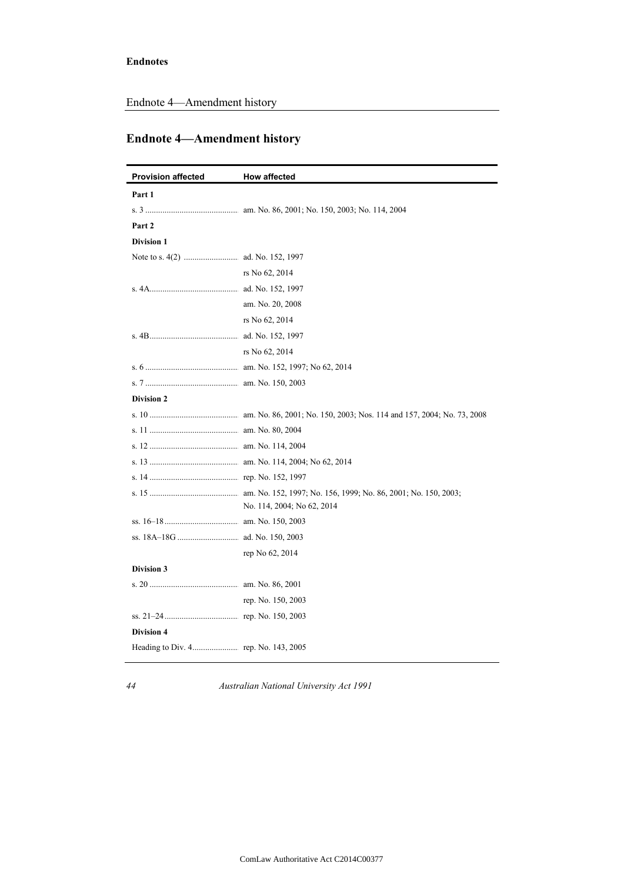## Endnote 4—Amendment history

| Provision affected | How affected |
|---|---|
| **Part 1** | |
| s. 3 | am. No. 86, 2001; No. 150, 2003; No. 114, 2004 |
| **Part 2** | |
| **Division 1** | |
| Note to s. 4(2) | ad. No. 152, 1997 |
| | rs No 62, 2014 |
| s. 4A | ad. No. 152, 1997 |
| | am. No. 20, 2008 |
| | rs No 62, 2014 |
| s. 4B | ad. No. 152, 1997 |
| | rs No 62, 2014 |
| s. 6 | am. No. 152, 1997; No 62, 2014 |
| s. 7 | am. No. 150, 2003 |
| **Division 2** | |
| s. 10 | am. No. 86, 2001; No. 150, 2003; Nos. 114 and 157, 2004; No. 73, 2008 |
| s. 11 | am. No. 80, 2004 |
| s. 12 | am. No. 114, 2004 |
| s. 13 | am. No. 114, 2004; No 62, 2014 |
| s. 14 | rep. No. 152, 1997 |
| s. 15 | am. No. 152, 1997; No. 156, 1999; No. 86, 2001; No. 150, 2003; No. 114, 2004; No 62, 2014 |
| ss. 16–18 | am. No. 150, 2003 |
| ss. 18A–18G | ad. No. 150, 2003 |
| | rep No 62, 2014 |
| **Division 3** | |
| s. 20 | am. No. 86, 2001 |
| | rep. No. 150, 2003 |
| ss. 21–24 | rep. No. 150, 2003 |
| **Division 4** | |
| Heading to Div. 4 | rep. No. 143, 2005 |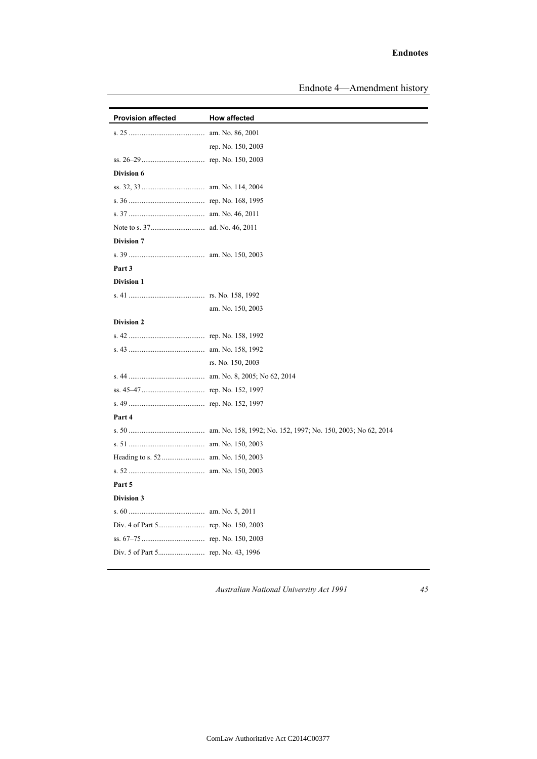| Provision affected | How affected |
|---|---|
| s. 25 | am. No. 86, 2001 |
| | rep. No. 150, 2003 |
| ss. 26–29 | rep. No. 150, 2003 |
| **Division 6** | |
| ss. 32, 33 | am. No. 114, 2004 |
| s. 36 | rep. No. 168, 1995 |
| s. 37 | am. No. 46, 2011 |
| Note to s. 37 | ad. No. 46, 2011 |
| **Division 7** | |
| s. 39 | am. No. 150, 2003 |
| **Part 3** | |
| **Division 1** | |
| s. 41 | rs. No. 158, 1992 |
| | am. No. 150, 2003 |
| **Division 2** | |
| s. 42 | rep. No. 158, 1992 |
| s. 43 | am. No. 158, 1992 |
| | rs. No. 150, 2003 |
| s. 44 | am. No. 8, 2005; No 62, 2014 |
| ss. 45–47 | rep. No. 152, 1997 |
| s. 49 | rep. No. 152, 1997 |
| **Part 4** | |
| s. 50 | am. No. 158, 1992; No. 152, 1997; No. 150, 2003; No 62, 2014 |
| s. 51 | am. No. 150, 2003 |
| Heading to s. 52 | am. No. 150, 2003 |
| s. 52 | am. No. 150, 2003 |
| **Part 5** | |
| **Division 3** | |
| s. 60 | am. No. 5, 2011 |
| Div. 4 of Part 5 | rep. No. 150, 2003 |
| ss. 67–75 | rep. No. 150, 2003 |
| Div. 5 of Part 5 | rep. No. 43, 1996 |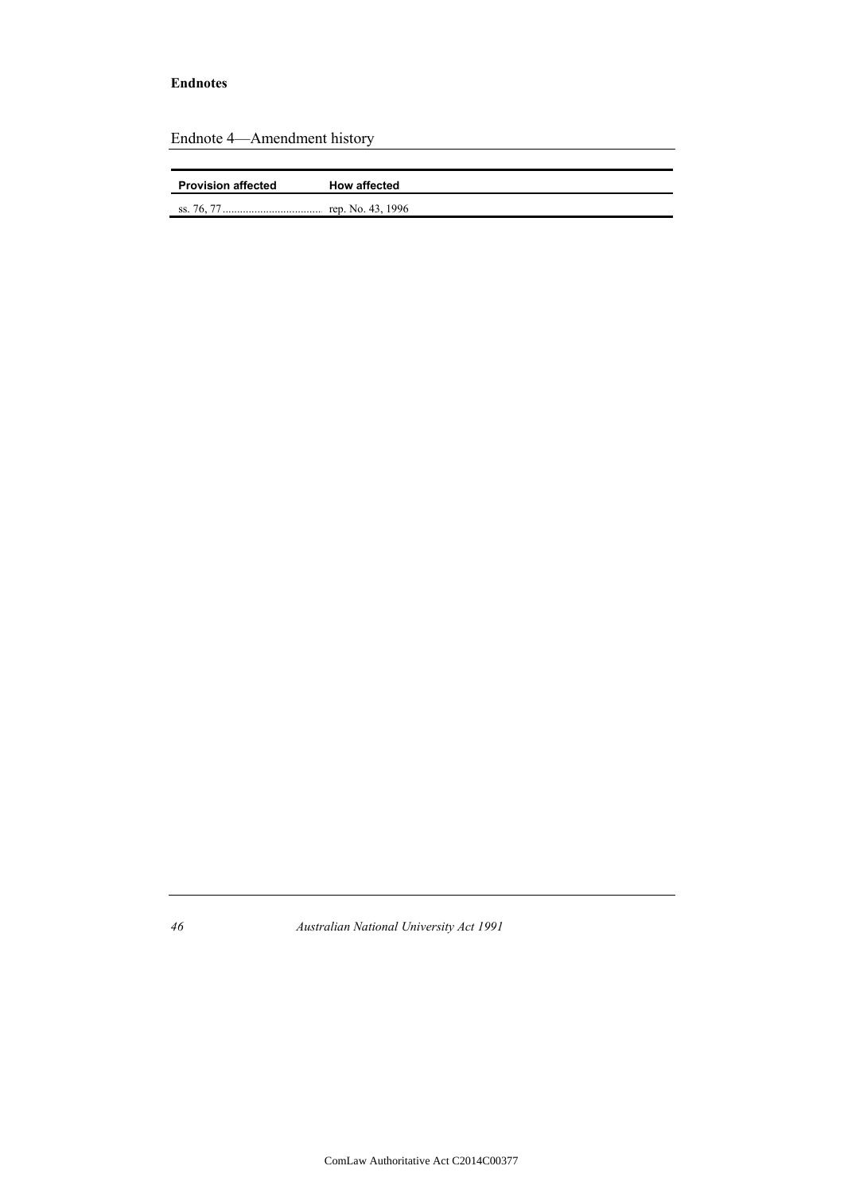Endnote 4—Amendment history

| Provision affected | How affected |
| --- | --- |
| ss. 76, 77 | rep. No. 43, 1996 |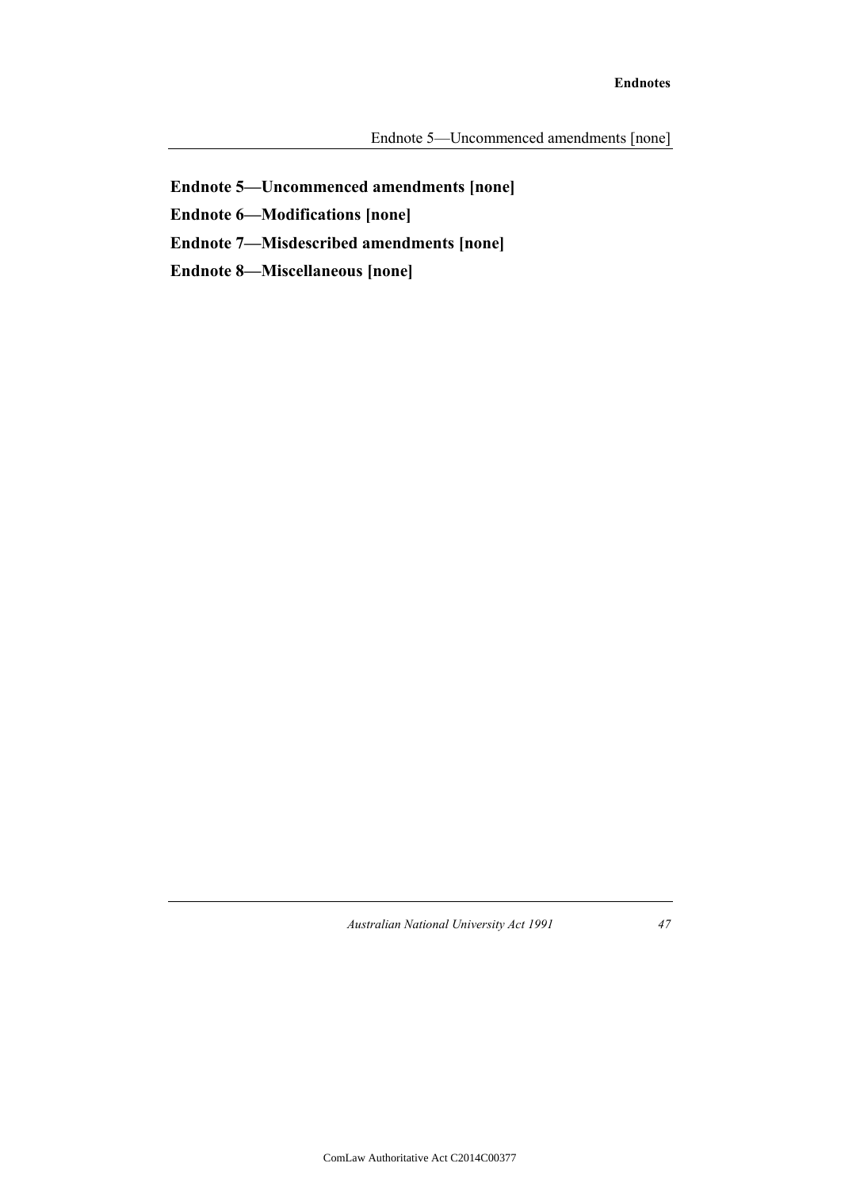## Endnote 5—Uncommenced amendments [none]

## Endnote 6—Modifications [none]

## Endnote 7—Misdescribed amendments [none]

## Endnote 8—Miscellaneous [none]